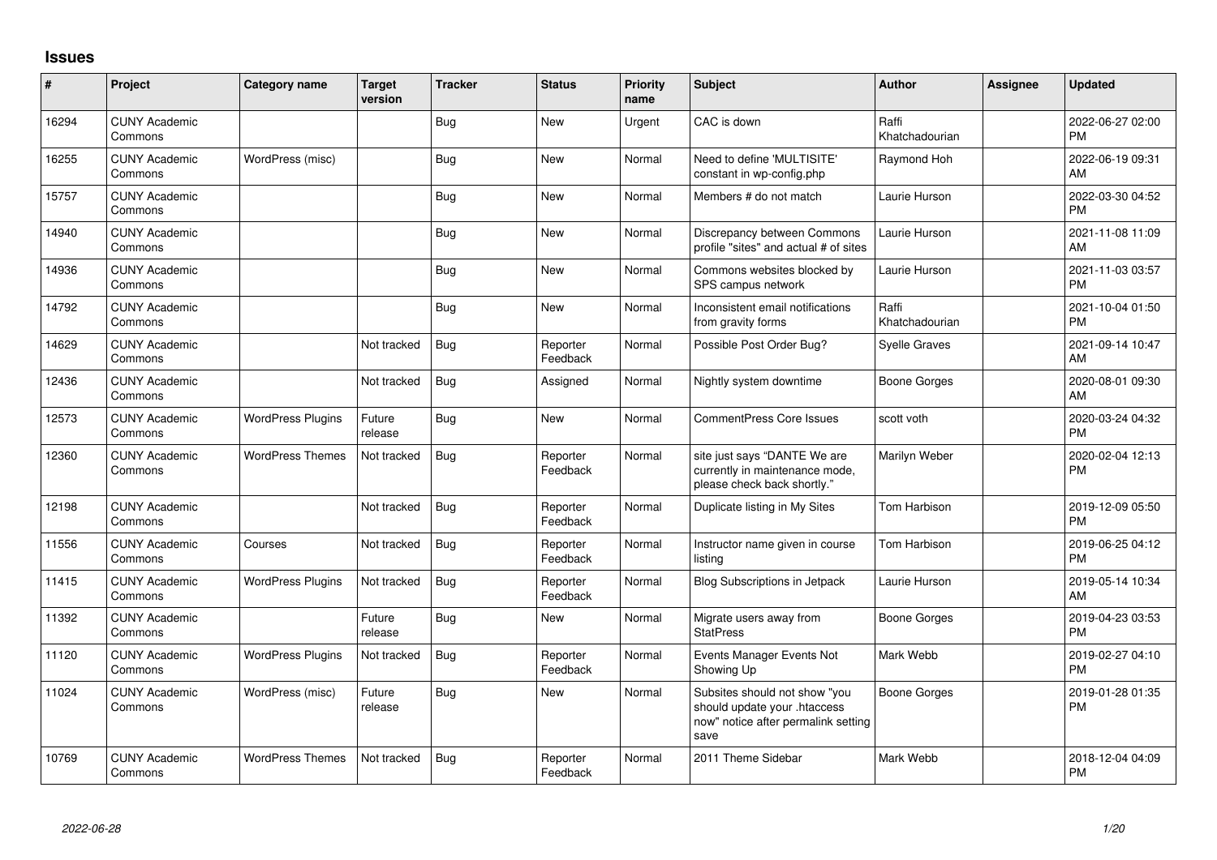## Issues

| # | Project | Category name | Target version | Tracker | Status | Priority name | Subject | Author | Assignee | Updated |
|---|---|---|---|---|---|---|---|---|---|---|
| 16294 | CUNY Academic Commons | | | Bug | New | Urgent | CAC is down | Raffi Khatchadourian | | 2022-06-27 02:00 PM |
| 16255 | CUNY Academic Commons | WordPress (misc) | | Bug | New | Normal | Need to define 'MULTISITE' constant in wp-config.php | Raymond Hoh | | 2022-06-19 09:31 AM |
| 15757 | CUNY Academic Commons | | | Bug | New | Normal | Members # do not match | Laurie Hurson | | 2022-03-30 04:52 PM |
| 14940 | CUNY Academic Commons | | | Bug | New | Normal | Discrepancy between Commons profile "sites" and actual # of sites | Laurie Hurson | | 2021-11-08 11:09 AM |
| 14936 | CUNY Academic Commons | | | Bug | New | Normal | Commons websites blocked by SPS campus network | Laurie Hurson | | 2021-11-03 03:57 PM |
| 14792 | CUNY Academic Commons | | | Bug | New | Normal | Inconsistent email notifications from gravity forms | Raffi Khatchadourian | | 2021-10-04 01:50 PM |
| 14629 | CUNY Academic Commons | | Not tracked | Bug | Reporter Feedback | Normal | Possible Post Order Bug? | Syelle Graves | | 2021-09-14 10:47 AM |
| 12436 | CUNY Academic Commons | | Not tracked | Bug | Assigned | Normal | Nightly system downtime | Boone Gorges | | 2020-08-01 09:30 AM |
| 12573 | CUNY Academic Commons | WordPress Plugins | Future release | Bug | New | Normal | CommentPress Core Issues | scott voth | | 2020-03-24 04:32 PM |
| 12360 | CUNY Academic Commons | WordPress Themes | Not tracked | Bug | Reporter Feedback | Normal | site just says "DANTE We are currently in maintenance mode, please check back shortly." | Marilyn Weber | | 2020-02-04 12:13 PM |
| 12198 | CUNY Academic Commons | | Not tracked | Bug | Reporter Feedback | Normal | Duplicate listing in My Sites | Tom Harbison | | 2019-12-09 05:50 PM |
| 11556 | CUNY Academic Commons | Courses | Not tracked | Bug | Reporter Feedback | Normal | Instructor name given in course listing | Tom Harbison | | 2019-06-25 04:12 PM |
| 11415 | CUNY Academic Commons | WordPress Plugins | Not tracked | Bug | Reporter Feedback | Normal | Blog Subscriptions in Jetpack | Laurie Hurson | | 2019-05-14 10:34 AM |
| 11392 | CUNY Academic Commons | | Future release | Bug | New | Normal | Migrate users away from StatPress | Boone Gorges | | 2019-04-23 03:53 PM |
| 11120 | CUNY Academic Commons | WordPress Plugins | Not tracked | Bug | Reporter Feedback | Normal | Events Manager Events Not Showing Up | Mark Webb | | 2019-02-27 04:10 PM |
| 11024 | CUNY Academic Commons | WordPress (misc) | Future release | Bug | New | Normal | Subsites should not show "you should update your .htaccess now" notice after permalink setting save | Boone Gorges | | 2019-01-28 01:35 PM |
| 10769 | CUNY Academic Commons | WordPress Themes | Not tracked | Bug | Reporter Feedback | Normal | 2011 Theme Sidebar | Mark Webb | | 2018-12-04 04:09 PM |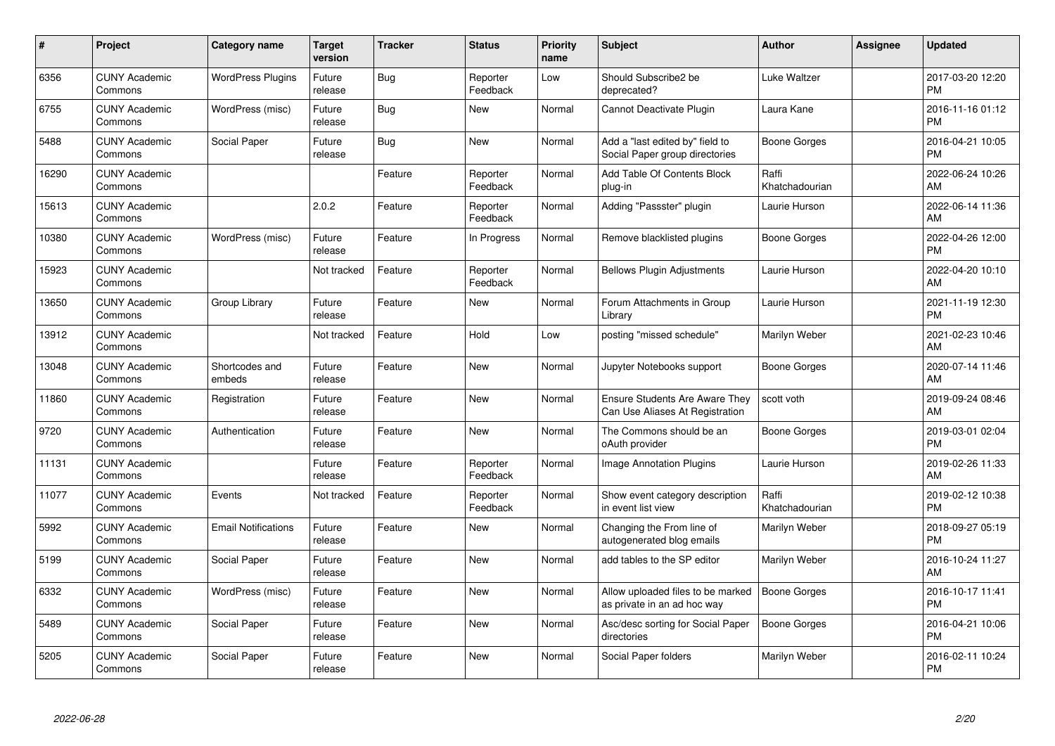| # | Project | Category name | Target version | Tracker | Status | Priority name | Subject | Author | Assignee | Updated |
|---|---|---|---|---|---|---|---|---|---|---|
| 6356 | CUNY Academic Commons | WordPress Plugins | Future release | Bug | Reporter Feedback | Low | Should Subscribe2 be deprecated? | Luke Waltzer | | 2017-03-20 12:20 PM |
| 6755 | CUNY Academic Commons | WordPress (misc) | Future release | Bug | New | Normal | Cannot Deactivate Plugin | Laura Kane | | 2016-11-16 01:12 PM |
| 5488 | CUNY Academic Commons | Social Paper | Future release | Bug | New | Normal | Add a "last edited by" field to Social Paper group directories | Boone Gorges | | 2016-04-21 10:05 PM |
| 16290 | CUNY Academic Commons | | | Feature | Reporter Feedback | Normal | Add Table Of Contents Block plug-in | Raffi Khatchadourian | | 2022-06-24 10:26 AM |
| 15613 | CUNY Academic Commons | | 2.0.2 | Feature | Reporter Feedback | Normal | Adding "Passster" plugin | Laurie Hurson | | 2022-06-14 11:36 AM |
| 10380 | CUNY Academic Commons | WordPress (misc) | Future release | Feature | In Progress | Normal | Remove blacklisted plugins | Boone Gorges | | 2022-04-26 12:00 PM |
| 15923 | CUNY Academic Commons | | Not tracked | Feature | Reporter Feedback | Normal | Bellows Plugin Adjustments | Laurie Hurson | | 2022-04-20 10:10 AM |
| 13650 | CUNY Academic Commons | Group Library | Future release | Feature | New | Normal | Forum Attachments in Group Library | Laurie Hurson | | 2021-11-19 12:30 PM |
| 13912 | CUNY Academic Commons | | Not tracked | Feature | Hold | Low | posting "missed schedule" | Marilyn Weber | | 2021-02-23 10:46 AM |
| 13048 | CUNY Academic Commons | Shortcodes and embeds | Future release | Feature | New | Normal | Jupyter Notebooks support | Boone Gorges | | 2020-07-14 11:46 AM |
| 11860 | CUNY Academic Commons | Registration | Future release | Feature | New | Normal | Ensure Students Are Aware They Can Use Aliases At Registration | scott voth | | 2019-09-24 08:46 AM |
| 9720 | CUNY Academic Commons | Authentication | Future release | Feature | New | Normal | The Commons should be an oAuth provider | Boone Gorges | | 2019-03-01 02:04 PM |
| 11131 | CUNY Academic Commons | | Future release | Feature | Reporter Feedback | Normal | Image Annotation Plugins | Laurie Hurson | | 2019-02-26 11:33 AM |
| 11077 | CUNY Academic Commons | Events | Not tracked | Feature | Reporter Feedback | Normal | Show event category description in event list view | Raffi Khatchadourian | | 2019-02-12 10:38 PM |
| 5992 | CUNY Academic Commons | Email Notifications | Future release | Feature | New | Normal | Changing the From line of autogenerated blog emails | Marilyn Weber | | 2018-09-27 05:19 PM |
| 5199 | CUNY Academic Commons | Social Paper | Future release | Feature | New | Normal | add tables to the SP editor | Marilyn Weber | | 2016-10-24 11:27 AM |
| 6332 | CUNY Academic Commons | WordPress (misc) | Future release | Feature | New | Normal | Allow uploaded files to be marked as private in an ad hoc way | Boone Gorges | | 2016-10-17 11:41 PM |
| 5489 | CUNY Academic Commons | Social Paper | Future release | Feature | New | Normal | Asc/desc sorting for Social Paper directories | Boone Gorges | | 2016-04-21 10:06 PM |
| 5205 | CUNY Academic Commons | Social Paper | Future release | Feature | New | Normal | Social Paper folders | Marilyn Weber | | 2016-02-11 10:24 PM |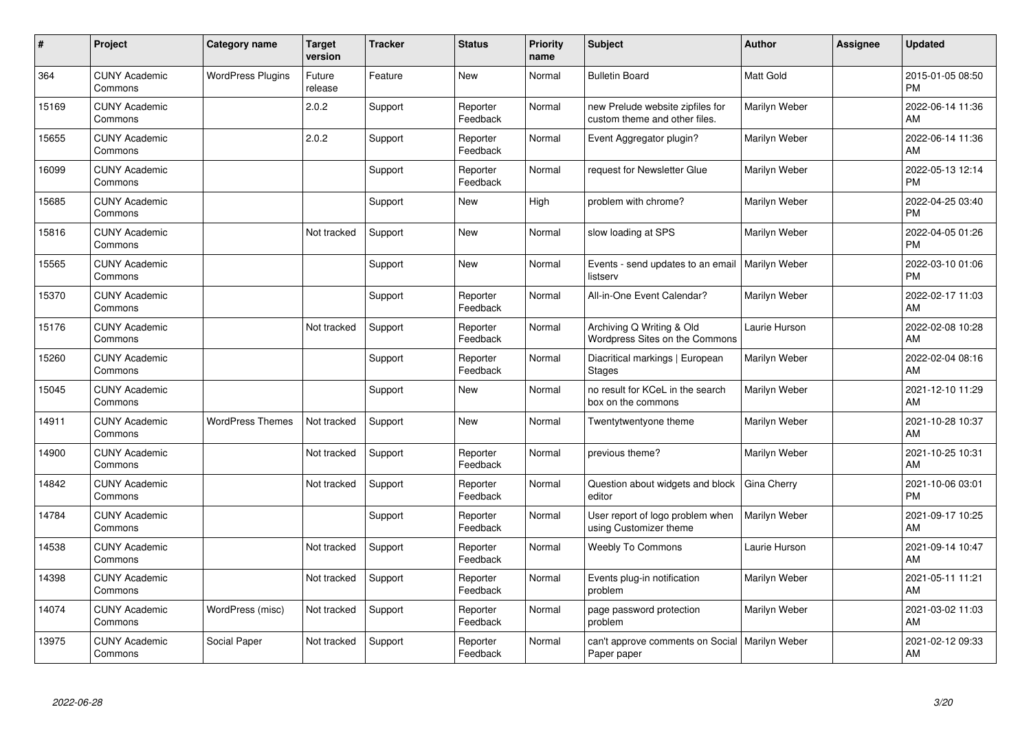| # | Project | Category name | Target version | Tracker | Status | Priority name | Subject | Author | Assignee | Updated |
|---|---|---|---|---|---|---|---|---|---|---|
| 364 | CUNY Academic Commons | WordPress Plugins | Future release | Feature | New | Normal | Bulletin Board | Matt Gold | | 2015-01-05 08:50 PM |
| 15169 | CUNY Academic Commons | | 2.0.2 | Support | Reporter Feedback | Normal | new Prelude website zipfiles for custom theme and other files. | Marilyn Weber | | 2022-06-14 11:36 AM |
| 15655 | CUNY Academic Commons | | 2.0.2 | Support | Reporter Feedback | Normal | Event Aggregator plugin? | Marilyn Weber | | 2022-06-14 11:36 AM |
| 16099 | CUNY Academic Commons | | | Support | Reporter Feedback | Normal | request for Newsletter Glue | Marilyn Weber | | 2022-05-13 12:14 PM |
| 15685 | CUNY Academic Commons | | | Support | New | High | problem with chrome? | Marilyn Weber | | 2022-04-25 03:40 PM |
| 15816 | CUNY Academic Commons | | Not tracked | Support | New | Normal | slow loading at SPS | Marilyn Weber | | 2022-04-05 01:26 PM |
| 15565 | CUNY Academic Commons | | | Support | New | Normal | Events - send updates to an email listserv | Marilyn Weber | | 2022-03-10 01:06 PM |
| 15370 | CUNY Academic Commons | | | Support | Reporter Feedback | Normal | All-in-One Event Calendar? | Marilyn Weber | | 2022-02-17 11:03 AM |
| 15176 | CUNY Academic Commons | | Not tracked | Support | Reporter Feedback | Normal | Archiving Q Writing & Old Wordpress Sites on the Commons | Laurie Hurson | | 2022-02-08 10:28 AM |
| 15260 | CUNY Academic Commons | | | Support | Reporter Feedback | Normal | Diacritical markings \| European Stages | Marilyn Weber | | 2022-02-04 08:16 AM |
| 15045 | CUNY Academic Commons | | | Support | New | Normal | no result for KCeL in the search box on the commons | Marilyn Weber | | 2021-12-10 11:29 AM |
| 14911 | CUNY Academic Commons | WordPress Themes | Not tracked | Support | New | Normal | Twentytwentyone theme | Marilyn Weber | | 2021-10-28 10:37 AM |
| 14900 | CUNY Academic Commons | | Not tracked | Support | Reporter Feedback | Normal | previous theme? | Marilyn Weber | | 2021-10-25 10:31 AM |
| 14842 | CUNY Academic Commons | | Not tracked | Support | Reporter Feedback | Normal | Question about widgets and block editor | Gina Cherry | | 2021-10-06 03:01 PM |
| 14784 | CUNY Academic Commons | | | Support | Reporter Feedback | Normal | User report of logo problem when using Customizer theme | Marilyn Weber | | 2021-09-17 10:25 AM |
| 14538 | CUNY Academic Commons | | Not tracked | Support | Reporter Feedback | Normal | Weebly To Commons | Laurie Hurson | | 2021-09-14 10:47 AM |
| 14398 | CUNY Academic Commons | | Not tracked | Support | Reporter Feedback | Normal | Events plug-in notification problem | Marilyn Weber | | 2021-05-11 11:21 AM |
| 14074 | CUNY Academic Commons | WordPress (misc) | Not tracked | Support | Reporter Feedback | Normal | page password protection problem | Marilyn Weber | | 2021-03-02 11:03 AM |
| 13975 | CUNY Academic Commons | Social Paper | Not tracked | Support | Reporter Feedback | Normal | can't approve comments on Social Paper paper | Marilyn Weber | | 2021-02-12 09:33 AM |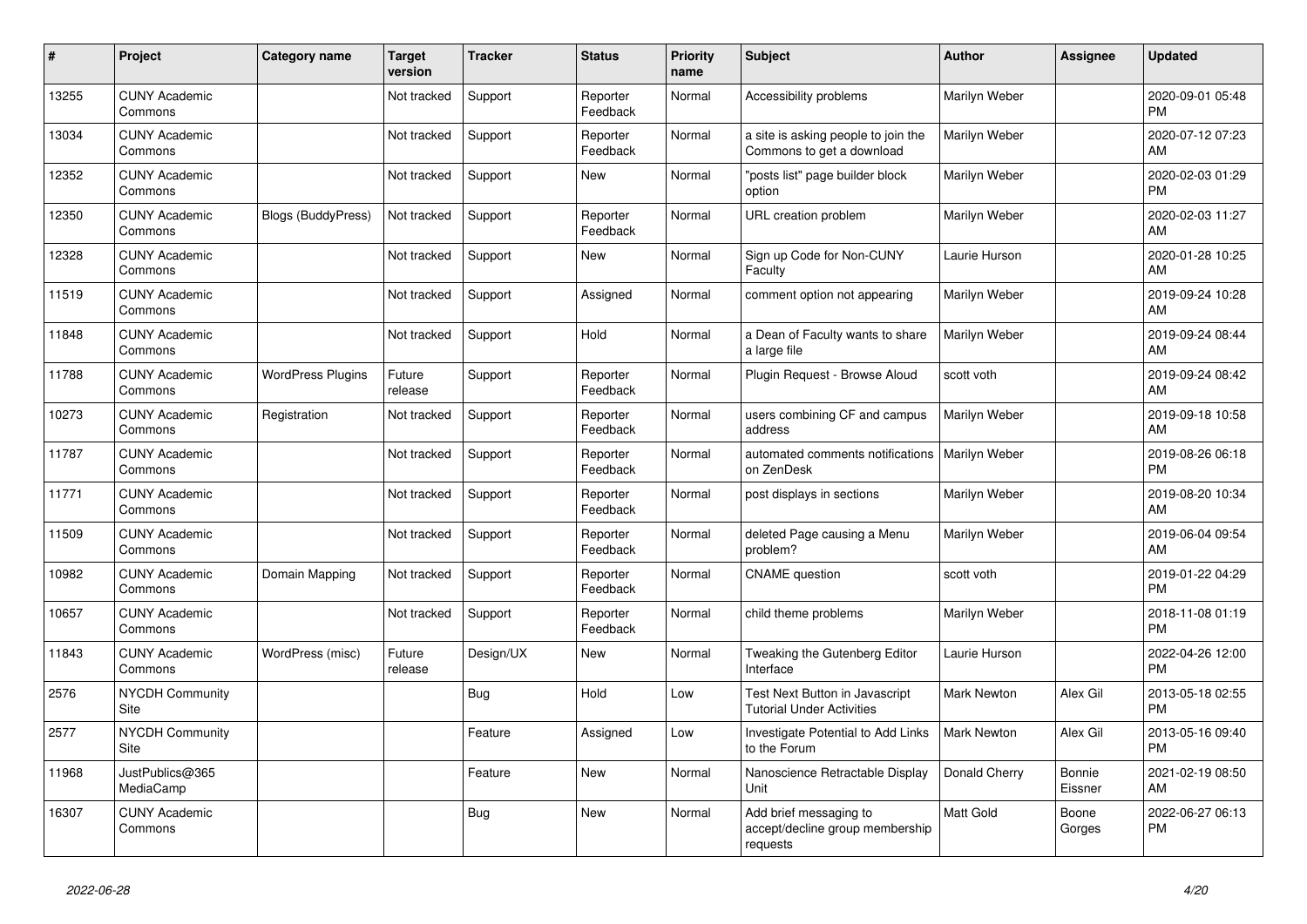| # | Project | Category name | Target version | Tracker | Status | Priority name | Subject | Author | Assignee | Updated |
|---|---|---|---|---|---|---|---|---|---|---|
| 13255 | CUNY Academic Commons | | Not tracked | Support | Reporter Feedback | Normal | Accessibility problems | Marilyn Weber | | 2020-09-01 05:48 PM |
| 13034 | CUNY Academic Commons | | Not tracked | Support | Reporter Feedback | Normal | a site is asking people to join the Commons to get a download | Marilyn Weber | | 2020-07-12 07:23 AM |
| 12352 | CUNY Academic Commons | | Not tracked | Support | New | Normal | "posts list" page builder block option | Marilyn Weber | | 2020-02-03 01:29 PM |
| 12350 | CUNY Academic Commons | Blogs (BuddyPress) | Not tracked | Support | Reporter Feedback | Normal | URL creation problem | Marilyn Weber | | 2020-02-03 11:27 AM |
| 12328 | CUNY Academic Commons | | Not tracked | Support | New | Normal | Sign up Code for Non-CUNY Faculty | Laurie Hurson | | 2020-01-28 10:25 AM |
| 11519 | CUNY Academic Commons | | Not tracked | Support | Assigned | Normal | comment option not appearing | Marilyn Weber | | 2019-09-24 10:28 AM |
| 11848 | CUNY Academic Commons | | Not tracked | Support | Hold | Normal | a Dean of Faculty wants to share a large file | Marilyn Weber | | 2019-09-24 08:44 AM |
| 11788 | CUNY Academic Commons | WordPress Plugins | Future release | Support | Reporter Feedback | Normal | Plugin Request - Browse Aloud | scott voth | | 2019-09-24 08:42 AM |
| 10273 | CUNY Academic Commons | Registration | Not tracked | Support | Reporter Feedback | Normal | users combining CF and campus address | Marilyn Weber | | 2019-09-18 10:58 AM |
| 11787 | CUNY Academic Commons | | Not tracked | Support | Reporter Feedback | Normal | automated comments notifications on ZenDesk | Marilyn Weber | | 2019-08-26 06:18 PM |
| 11771 | CUNY Academic Commons | | Not tracked | Support | Reporter Feedback | Normal | post displays in sections | Marilyn Weber | | 2019-08-20 10:34 AM |
| 11509 | CUNY Academic Commons | | Not tracked | Support | Reporter Feedback | Normal | deleted Page causing a Menu problem? | Marilyn Weber | | 2019-06-04 09:54 AM |
| 10982 | CUNY Academic Commons | Domain Mapping | Not tracked | Support | Reporter Feedback | Normal | CNAME question | scott voth | | 2019-01-22 04:29 PM |
| 10657 | CUNY Academic Commons | | Not tracked | Support | Reporter Feedback | Normal | child theme problems | Marilyn Weber | | 2018-11-08 01:19 PM |
| 11843 | CUNY Academic Commons | WordPress (misc) | Future release | Design/UX | New | Normal | Tweaking the Gutenberg Editor Interface | Laurie Hurson | | 2022-04-26 12:00 PM |
| 2576 | NYCDH Community Site | | | Bug | Hold | Low | Test Next Button in Javascript Tutorial Under Activities | Mark Newton | Alex Gil | 2013-05-18 02:55 PM |
| 2577 | NYCDH Community Site | | | Feature | Assigned | Low | Investigate Potential to Add Links to the Forum | Mark Newton | Alex Gil | 2013-05-16 09:40 PM |
| 11968 | JustPublics@365 MediaCamp | | | Feature | New | Normal | Nanoscience Retractable Display Unit | Donald Cherry | Bonnie Eissner | 2021-02-19 08:50 AM |
| 16307 | CUNY Academic Commons | | | Bug | New | Normal | Add brief messaging to accept/decline group membership requests | Matt Gold | Boone Gorges | 2022-06-27 06:13 PM |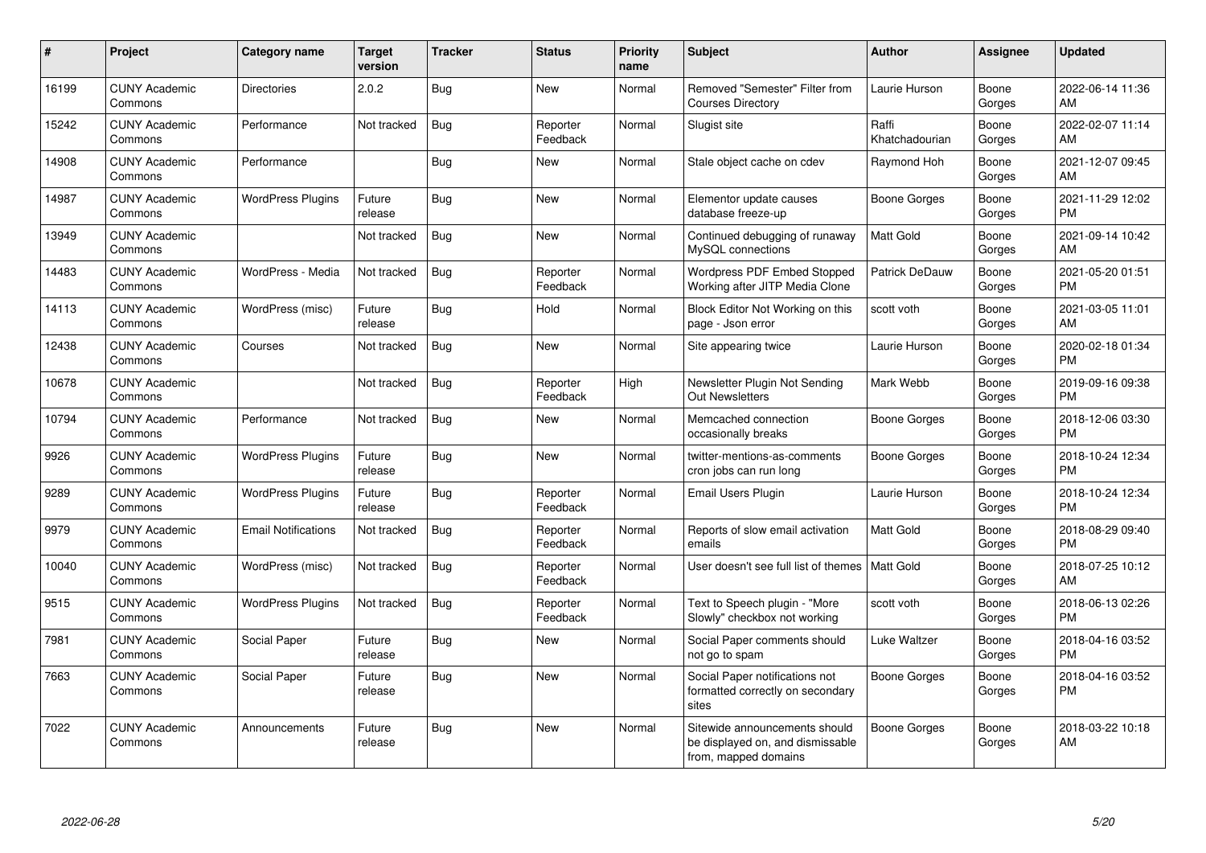| # | Project | Category name | Target version | Tracker | Status | Priority name | Subject | Author | Assignee | Updated |
|---|---|---|---|---|---|---|---|---|---|---|
| 16199 | CUNY Academic Commons | Directories | 2.0.2 | Bug | New | Normal | Removed "Semester" Filter from Courses Directory | Laurie Hurson | Boone Gorges | 2022-06-14 11:36 AM |
| 15242 | CUNY Academic Commons | Performance | Not tracked | Bug | Reporter Feedback | Normal | Slugist site | Raffi Khatchadourian | Boone Gorges | 2022-02-07 11:14 AM |
| 14908 | CUNY Academic Commons | Performance | | Bug | New | Normal | Stale object cache on cdev | Raymond Hoh | Boone Gorges | 2021-12-07 09:45 AM |
| 14987 | CUNY Academic Commons | WordPress Plugins | Future release | Bug | New | Normal | Elementor update causes database freeze-up | Boone Gorges | Boone Gorges | 2021-11-29 12:02 PM |
| 13949 | CUNY Academic Commons | | Not tracked | Bug | New | Normal | Continued debugging of runaway MySQL connections | Matt Gold | Boone Gorges | 2021-09-14 10:42 AM |
| 14483 | CUNY Academic Commons | WordPress - Media | Not tracked | Bug | Reporter Feedback | Normal | Wordpress PDF Embed Stopped Working after JITP Media Clone | Patrick DeDauw | Boone Gorges | 2021-05-20 01:51 PM |
| 14113 | CUNY Academic Commons | WordPress (misc) | Future release | Bug | Hold | Normal | Block Editor Not Working on this page - Json error | scott voth | Boone Gorges | 2021-03-05 11:01 AM |
| 12438 | CUNY Academic Commons | Courses | Not tracked | Bug | New | Normal | Site appearing twice | Laurie Hurson | Boone Gorges | 2020-02-18 01:34 PM |
| 10678 | CUNY Academic Commons | | Not tracked | Bug | Reporter Feedback | High | Newsletter Plugin Not Sending Out Newsletters | Mark Webb | Boone Gorges | 2019-09-16 09:38 PM |
| 10794 | CUNY Academic Commons | Performance | Not tracked | Bug | New | Normal | Memcached connection occasionally breaks | Boone Gorges | Boone Gorges | 2018-12-06 03:30 PM |
| 9926 | CUNY Academic Commons | WordPress Plugins | Future release | Bug | New | Normal | twitter-mentions-as-comments cron jobs can run long | Boone Gorges | Boone Gorges | 2018-10-24 12:34 PM |
| 9289 | CUNY Academic Commons | WordPress Plugins | Future release | Bug | Reporter Feedback | Normal | Email Users Plugin | Laurie Hurson | Boone Gorges | 2018-10-24 12:34 PM |
| 9979 | CUNY Academic Commons | Email Notifications | Not tracked | Bug | Reporter Feedback | Normal | Reports of slow email activation emails | Matt Gold | Boone Gorges | 2018-08-29 09:40 PM |
| 10040 | CUNY Academic Commons | WordPress (misc) | Not tracked | Bug | Reporter Feedback | Normal | User doesn't see full list of themes | Matt Gold | Boone Gorges | 2018-07-25 10:12 AM |
| 9515 | CUNY Academic Commons | WordPress Plugins | Not tracked | Bug | Reporter Feedback | Normal | Text to Speech plugin - "More Slowly" checkbox not working | scott voth | Boone Gorges | 2018-06-13 02:26 PM |
| 7981 | CUNY Academic Commons | Social Paper | Future release | Bug | New | Normal | Social Paper comments should not go to spam | Luke Waltzer | Boone Gorges | 2018-04-16 03:52 PM |
| 7663 | CUNY Academic Commons | Social Paper | Future release | Bug | New | Normal | Social Paper notifications not formatted correctly on secondary sites | Boone Gorges | Boone Gorges | 2018-04-16 03:52 PM |
| 7022 | CUNY Academic Commons | Announcements | Future release | Bug | New | Normal | Sitewide announcements should be displayed on, and dismissable from, mapped domains | Boone Gorges | Boone Gorges | 2018-03-22 10:18 AM |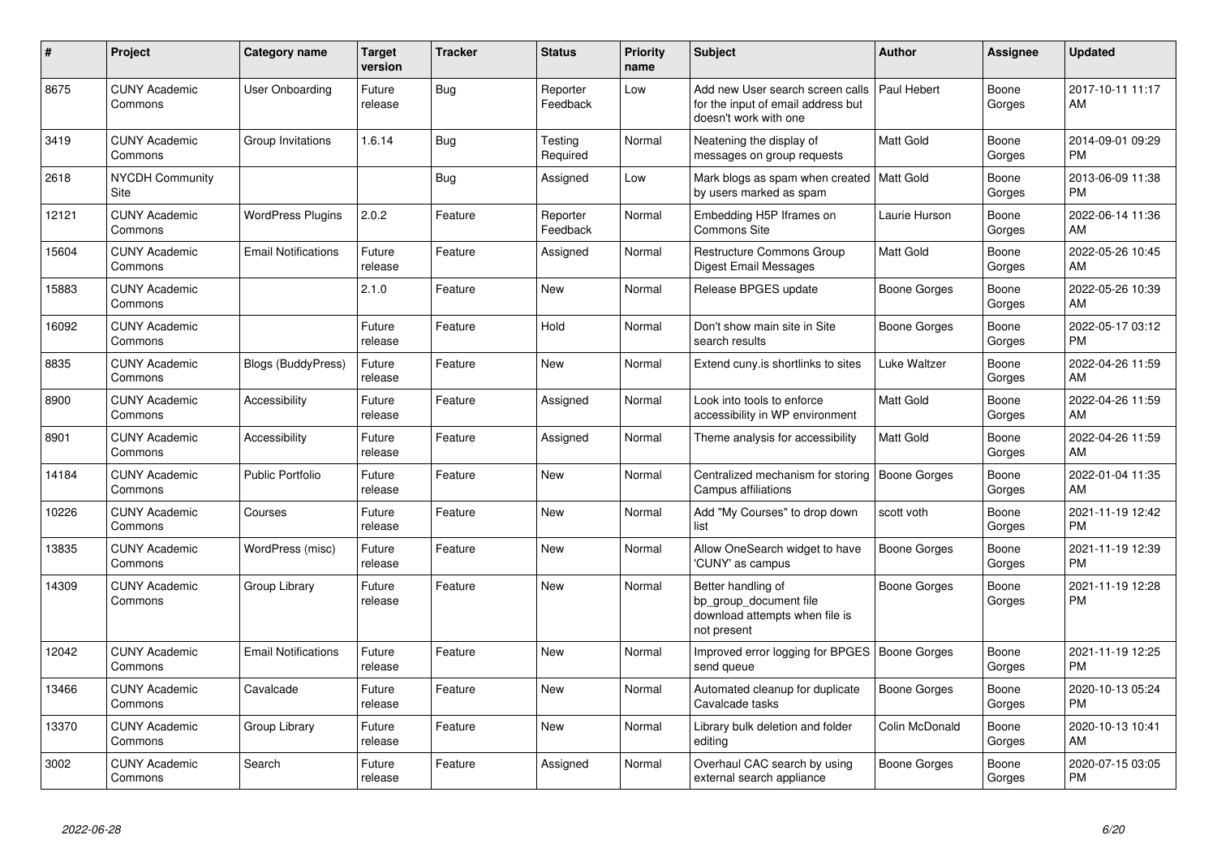| # | Project | Category name | Target version | Tracker | Status | Priority name | Subject | Author | Assignee | Updated |
|---|---|---|---|---|---|---|---|---|---|---|
| 8675 | CUNY Academic Commons | User Onboarding | Future release | Bug | Reporter Feedback | Low | Add new User search screen calls for the input of email address but doesn't work with one | Paul Hebert | Boone Gorges | 2017-10-11 11:17 AM |
| 3419 | CUNY Academic Commons | Group Invitations | 1.6.14 | Bug | Testing Required | Normal | Neatening the display of messages on group requests | Matt Gold | Boone Gorges | 2014-09-01 09:29 PM |
| 2618 | NYCDH Community Site | | | Bug | Assigned | Low | Mark blogs as spam when created by users marked as spam | Matt Gold | Boone Gorges | 2013-06-09 11:38 PM |
| 12121 | CUNY Academic Commons | WordPress Plugins | 2.0.2 | Feature | Reporter Feedback | Normal | Embedding H5P Iframes on Commons Site | Laurie Hurson | Boone Gorges | 2022-06-14 11:36 AM |
| 15604 | CUNY Academic Commons | Email Notifications | Future release | Feature | Assigned | Normal | Restructure Commons Group Digest Email Messages | Matt Gold | Boone Gorges | 2022-05-26 10:45 AM |
| 15883 | CUNY Academic Commons | | 2.1.0 | Feature | New | Normal | Release BPGES update | Boone Gorges | Boone Gorges | 2022-05-26 10:39 AM |
| 16092 | CUNY Academic Commons | | Future release | Feature | Hold | Normal | Don't show main site in Site search results | Boone Gorges | Boone Gorges | 2022-05-17 03:12 PM |
| 8835 | CUNY Academic Commons | Blogs (BuddyPress) | Future release | Feature | New | Normal | Extend cuny.is shortlinks to sites | Luke Waltzer | Boone Gorges | 2022-04-26 11:59 AM |
| 8900 | CUNY Academic Commons | Accessibility | Future release | Feature | Assigned | Normal | Look into tools to enforce accessibility in WP environment | Matt Gold | Boone Gorges | 2022-04-26 11:59 AM |
| 8901 | CUNY Academic Commons | Accessibility | Future release | Feature | Assigned | Normal | Theme analysis for accessibility | Matt Gold | Boone Gorges | 2022-04-26 11:59 AM |
| 14184 | CUNY Academic Commons | Public Portfolio | Future release | Feature | New | Normal | Centralized mechanism for storing Campus affiliations | Boone Gorges | Boone Gorges | 2022-01-04 11:35 AM |
| 10226 | CUNY Academic Commons | Courses | Future release | Feature | New | Normal | Add "My Courses" to drop down list | scott voth | Boone Gorges | 2021-11-19 12:42 PM |
| 13835 | CUNY Academic Commons | WordPress (misc) | Future release | Feature | New | Normal | Allow OneSearch widget to have 'CUNY' as campus | Boone Gorges | Boone Gorges | 2021-11-19 12:39 PM |
| 14309 | CUNY Academic Commons | Group Library | Future release | Feature | New | Normal | Better handling of bp_group_document file download attempts when file is not present | Boone Gorges | Boone Gorges | 2021-11-19 12:28 PM |
| 12042 | CUNY Academic Commons | Email Notifications | Future release | Feature | New | Normal | Improved error logging for BPGES send queue | Boone Gorges | Boone Gorges | 2021-11-19 12:25 PM |
| 13466 | CUNY Academic Commons | Cavalcade | Future release | Feature | New | Normal | Automated cleanup for duplicate Cavalcade tasks | Boone Gorges | Boone Gorges | 2020-10-13 05:24 PM |
| 13370 | CUNY Academic Commons | Group Library | Future release | Feature | New | Normal | Library bulk deletion and folder editing | Colin McDonald | Boone Gorges | 2020-10-13 10:41 AM |
| 3002 | CUNY Academic Commons | Search | Future release | Feature | Assigned | Normal | Overhaul CAC search by using external search appliance | Boone Gorges | Boone Gorges | 2020-07-15 03:05 PM |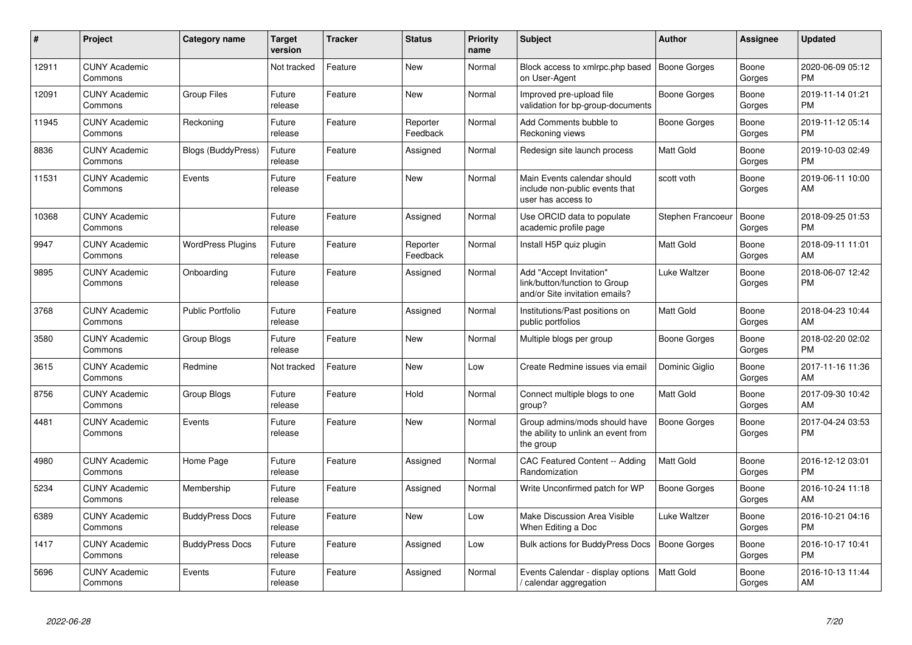| # | Project | Category name | Target version | Tracker | Status | Priority name | Subject | Author | Assignee | Updated |
|---|---|---|---|---|---|---|---|---|---|---|
| 12911 | CUNY Academic Commons | | Not tracked | Feature | New | Normal | Block access to xmlrpc.php based on User-Agent | Boone Gorges | Boone Gorges | 2020-06-09 05:12 PM |
| 12091 | CUNY Academic Commons | Group Files | Future release | Feature | New | Normal | Improved pre-upload file validation for bp-group-documents | Boone Gorges | Boone Gorges | 2019-11-14 01:21 PM |
| 11945 | CUNY Academic Commons | Reckoning | Future release | Feature | Reporter Feedback | Normal | Add Comments bubble to Reckoning views | Boone Gorges | Boone Gorges | 2019-11-12 05:14 PM |
| 8836 | CUNY Academic Commons | Blogs (BuddyPress) | Future release | Feature | Assigned | Normal | Redesign site launch process | Matt Gold | Boone Gorges | 2019-10-03 02:49 PM |
| 11531 | CUNY Academic Commons | Events | Future release | Feature | New | Normal | Main Events calendar should include non-public events that user has access to | scott voth | Boone Gorges | 2019-06-11 10:00 AM |
| 10368 | CUNY Academic Commons | | Future release | Feature | Assigned | Normal | Use ORCID data to populate academic profile page | Stephen Francoeur | Boone Gorges | 2018-09-25 01:53 PM |
| 9947 | CUNY Academic Commons | WordPress Plugins | Future release | Feature | Reporter Feedback | Normal | Install H5P quiz plugin | Matt Gold | Boone Gorges | 2018-09-11 11:01 AM |
| 9895 | CUNY Academic Commons | Onboarding | Future release | Feature | Assigned | Normal | Add "Accept Invitation" link/button/function to Group and/or Site invitation emails? | Luke Waltzer | Boone Gorges | 2018-06-07 12:42 PM |
| 3768 | CUNY Academic Commons | Public Portfolio | Future release | Feature | Assigned | Normal | Institutions/Past positions on public portfolios | Matt Gold | Boone Gorges | 2018-04-23 10:44 AM |
| 3580 | CUNY Academic Commons | Group Blogs | Future release | Feature | New | Normal | Multiple blogs per group | Boone Gorges | Boone Gorges | 2018-02-20 02:02 PM |
| 3615 | CUNY Academic Commons | Redmine | Not tracked | Feature | New | Low | Create Redmine issues via email | Dominic Giglio | Boone Gorges | 2017-11-16 11:36 AM |
| 8756 | CUNY Academic Commons | Group Blogs | Future release | Feature | Hold | Normal | Connect multiple blogs to one group? | Matt Gold | Boone Gorges | 2017-09-30 10:42 AM |
| 4481 | CUNY Academic Commons | Events | Future release | Feature | New | Normal | Group admins/mods should have the ability to unlink an event from the group | Boone Gorges | Boone Gorges | 2017-04-24 03:53 PM |
| 4980 | CUNY Academic Commons | Home Page | Future release | Feature | Assigned | Normal | CAC Featured Content -- Adding Randomization | Matt Gold | Boone Gorges | 2016-12-12 03:01 PM |
| 5234 | CUNY Academic Commons | Membership | Future release | Feature | Assigned | Normal | Write Unconfirmed patch for WP | Boone Gorges | Boone Gorges | 2016-10-24 11:18 AM |
| 6389 | CUNY Academic Commons | BuddyPress Docs | Future release | Feature | New | Low | Make Discussion Area Visible When Editing a Doc | Luke Waltzer | Boone Gorges | 2016-10-21 04:16 PM |
| 1417 | CUNY Academic Commons | BuddyPress Docs | Future release | Feature | Assigned | Low | Bulk actions for BuddyPress Docs | Boone Gorges | Boone Gorges | 2016-10-17 10:41 PM |
| 5696 | CUNY Academic Commons | Events | Future release | Feature | Assigned | Normal | Events Calendar - display options / calendar aggregation | Matt Gold | Boone Gorges | 2016-10-13 11:44 AM |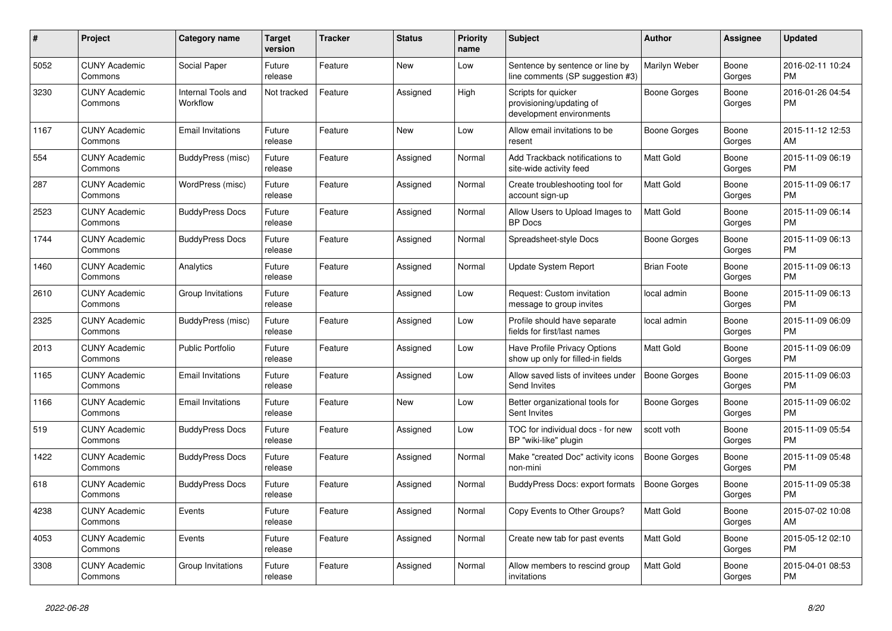| # | Project | Category name | Target version | Tracker | Status | Priority name | Subject | Author | Assignee | Updated |
|---|---|---|---|---|---|---|---|---|---|---|
| 5052 | CUNY Academic Commons | Social Paper | Future release | Feature | New | Low | Sentence by sentence or line by line comments (SP suggestion #3) | Marilyn Weber | Boone Gorges | 2016-02-11 10:24 PM |
| 3230 | CUNY Academic Commons | Internal Tools and Workflow | Not tracked | Feature | Assigned | High | Scripts for quicker provisioning/updating of development environments | Boone Gorges | Boone Gorges | 2016-01-26 04:54 PM |
| 1167 | CUNY Academic Commons | Email Invitations | Future release | Feature | New | Low | Allow email invitations to be resent | Boone Gorges | Boone Gorges | 2015-11-12 12:53 AM |
| 554 | CUNY Academic Commons | BuddyPress (misc) | Future release | Feature | Assigned | Normal | Add Trackback notifications to site-wide activity feed | Matt Gold | Boone Gorges | 2015-11-09 06:19 PM |
| 287 | CUNY Academic Commons | WordPress (misc) | Future release | Feature | Assigned | Normal | Create troubleshooting tool for account sign-up | Matt Gold | Boone Gorges | 2015-11-09 06:17 PM |
| 2523 | CUNY Academic Commons | BuddyPress Docs | Future release | Feature | Assigned | Normal | Allow Users to Upload Images to BP Docs | Matt Gold | Boone Gorges | 2015-11-09 06:14 PM |
| 1744 | CUNY Academic Commons | BuddyPress Docs | Future release | Feature | Assigned | Normal | Spreadsheet-style Docs | Boone Gorges | Boone Gorges | 2015-11-09 06:13 PM |
| 1460 | CUNY Academic Commons | Analytics | Future release | Feature | Assigned | Normal | Update System Report | Brian Foote | Boone Gorges | 2015-11-09 06:13 PM |
| 2610 | CUNY Academic Commons | Group Invitations | Future release | Feature | Assigned | Low | Request: Custom invitation message to group invites | local admin | Boone Gorges | 2015-11-09 06:13 PM |
| 2325 | CUNY Academic Commons | BuddyPress (misc) | Future release | Feature | Assigned | Low | Profile should have separate fields for first/last names | local admin | Boone Gorges | 2015-11-09 06:09 PM |
| 2013 | CUNY Academic Commons | Public Portfolio | Future release | Feature | Assigned | Low | Have Profile Privacy Options show up only for filled-in fields | Matt Gold | Boone Gorges | 2015-11-09 06:09 PM |
| 1165 | CUNY Academic Commons | Email Invitations | Future release | Feature | Assigned | Low | Allow saved lists of invitees under Send Invites | Boone Gorges | Boone Gorges | 2015-11-09 06:03 PM |
| 1166 | CUNY Academic Commons | Email Invitations | Future release | Feature | New | Low | Better organizational tools for Sent Invites | Boone Gorges | Boone Gorges | 2015-11-09 06:02 PM |
| 519 | CUNY Academic Commons | BuddyPress Docs | Future release | Feature | Assigned | Low | TOC for individual docs - for new BP "wiki-like" plugin | scott voth | Boone Gorges | 2015-11-09 05:54 PM |
| 1422 | CUNY Academic Commons | BuddyPress Docs | Future release | Feature | Assigned | Normal | Make "created Doc" activity icons non-mini | Boone Gorges | Boone Gorges | 2015-11-09 05:48 PM |
| 618 | CUNY Academic Commons | BuddyPress Docs | Future release | Feature | Assigned | Normal | BuddyPress Docs: export formats | Boone Gorges | Boone Gorges | 2015-11-09 05:38 PM |
| 4238 | CUNY Academic Commons | Events | Future release | Feature | Assigned | Normal | Copy Events to Other Groups? | Matt Gold | Boone Gorges | 2015-07-02 10:08 AM |
| 4053 | CUNY Academic Commons | Events | Future release | Feature | Assigned | Normal | Create new tab for past events | Matt Gold | Boone Gorges | 2015-05-12 02:10 PM |
| 3308 | CUNY Academic Commons | Group Invitations | Future release | Feature | Assigned | Normal | Allow members to rescind group invitations | Matt Gold | Boone Gorges | 2015-04-01 08:53 PM |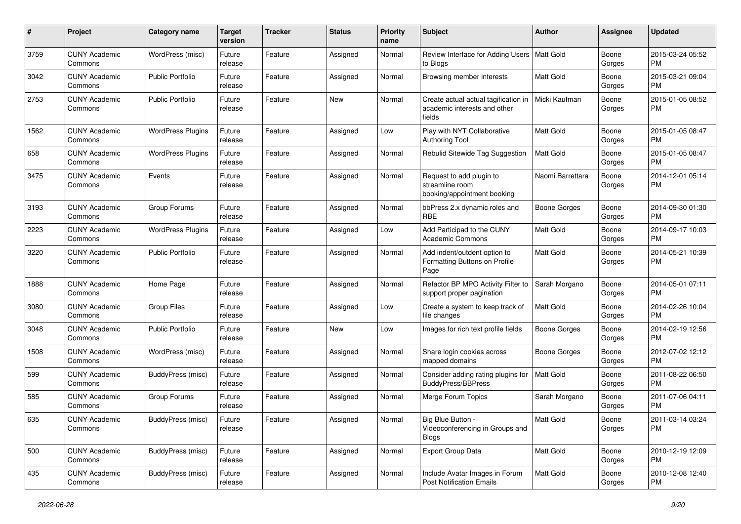| # | Project | Category name | Target version | Tracker | Status | Priority name | Subject | Author | Assignee | Updated |
|---|---|---|---|---|---|---|---|---|---|---|
| 3759 | CUNY Academic Commons | WordPress (misc) | Future release | Feature | Assigned | Normal | Review Interface for Adding Users to Blogs | Matt Gold | Boone Gorges | 2015-03-24 05:52 PM |
| 3042 | CUNY Academic Commons | Public Portfolio | Future release | Feature | Assigned | Normal | Browsing member interests | Matt Gold | Boone Gorges | 2015-03-21 09:04 PM |
| 2753 | CUNY Academic Commons | Public Portfolio | Future release | Feature | New | Normal | Create actual actual tagification in academic interests and other fields | Micki Kaufman | Boone Gorges | 2015-01-05 08:52 PM |
| 1562 | CUNY Academic Commons | WordPress Plugins | Future release | Feature | Assigned | Low | Play with NYT Collaborative Authoring Tool | Matt Gold | Boone Gorges | 2015-01-05 08:47 PM |
| 658 | CUNY Academic Commons | WordPress Plugins | Future release | Feature | Assigned | Normal | Rebulid Sitewide Tag Suggestion | Matt Gold | Boone Gorges | 2015-01-05 08:47 PM |
| 3475 | CUNY Academic Commons | Events | Future release | Feature | Assigned | Normal | Request to add plugin to streamline room booking/appointment booking | Naomi Barrettara | Boone Gorges | 2014-12-01 05:14 PM |
| 3193 | CUNY Academic Commons | Group Forums | Future release | Feature | Assigned | Normal | bbPress 2.x dynamic roles and RBE | Boone Gorges | Boone Gorges | 2014-09-30 01:30 PM |
| 2223 | CUNY Academic Commons | WordPress Plugins | Future release | Feature | Assigned | Low | Add Participad to the CUNY Academic Commons | Matt Gold | Boone Gorges | 2014-09-17 10:03 PM |
| 3220 | CUNY Academic Commons | Public Portfolio | Future release | Feature | Assigned | Normal | Add indent/outdent option to Formatting Buttons on Profile Page | Matt Gold | Boone Gorges | 2014-05-21 10:39 PM |
| 1888 | CUNY Academic Commons | Home Page | Future release | Feature | Assigned | Normal | Refactor BP MPO Activity Filter to support proper pagination | Sarah Morgano | Boone Gorges | 2014-05-01 07:11 PM |
| 3080 | CUNY Academic Commons | Group Files | Future release | Feature | Assigned | Low | Create a system to keep track of file changes | Matt Gold | Boone Gorges | 2014-02-26 10:04 PM |
| 3048 | CUNY Academic Commons | Public Portfolio | Future release | Feature | New | Low | Images for rich text profile fields | Boone Gorges | Boone Gorges | 2014-02-19 12:56 PM |
| 1508 | CUNY Academic Commons | WordPress (misc) | Future release | Feature | Assigned | Normal | Share login cookies across mapped domains | Boone Gorges | Boone Gorges | 2012-07-02 12:12 PM |
| 599 | CUNY Academic Commons | BuddyPress (misc) | Future release | Feature | Assigned | Normal | Consider adding rating plugins for BuddyPress/BBPress | Matt Gold | Boone Gorges | 2011-08-22 06:50 PM |
| 585 | CUNY Academic Commons | Group Forums | Future release | Feature | Assigned | Normal | Merge Forum Topics | Sarah Morgano | Boone Gorges | 2011-07-06 04:11 PM |
| 635 | CUNY Academic Commons | BuddyPress (misc) | Future release | Feature | Assigned | Normal | Big Blue Button - Videoconferencing in Groups and Blogs | Matt Gold | Boone Gorges | 2011-03-14 03:24 PM |
| 500 | CUNY Academic Commons | BuddyPress (misc) | Future release | Feature | Assigned | Normal | Export Group Data | Matt Gold | Boone Gorges | 2010-12-19 12:09 PM |
| 435 | CUNY Academic Commons | BuddyPress (misc) | Future release | Feature | Assigned | Normal | Include Avatar Images in Forum Post Notification Emails | Matt Gold | Boone Gorges | 2010-12-08 12:40 PM |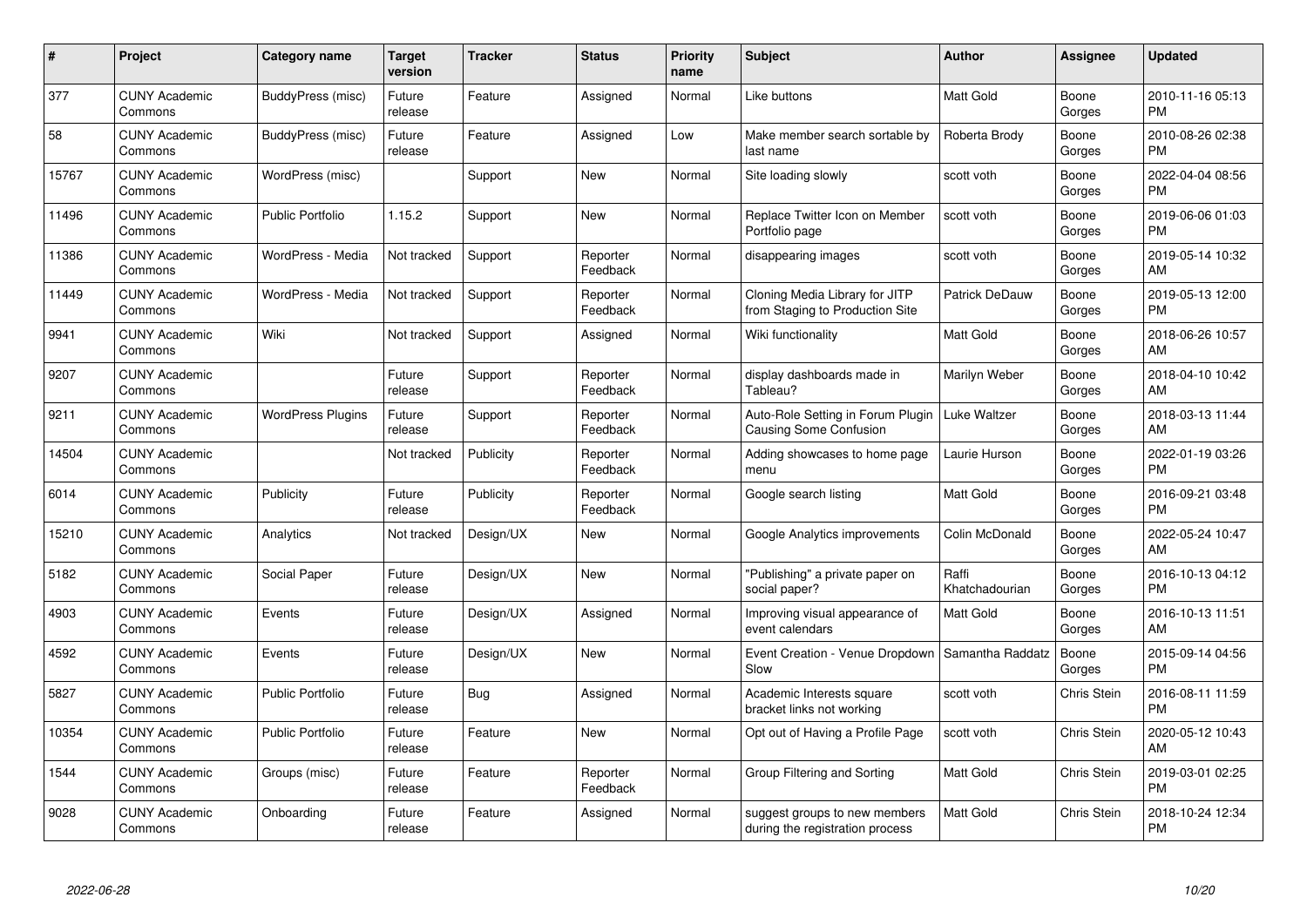| # | Project | Category name | Target version | Tracker | Status | Priority name | Subject | Author | Assignee | Updated |
|---|---|---|---|---|---|---|---|---|---|---|
| 377 | CUNY Academic Commons | BuddyPress (misc) | Future release | Feature | Assigned | Normal | Like buttons | Matt Gold | Boone Gorges | 2010-11-16 05:13 PM |
| 58 | CUNY Academic Commons | BuddyPress (misc) | Future release | Feature | Assigned | Low | Make member search sortable by last name | Roberta Brody | Boone Gorges | 2010-08-26 02:38 PM |
| 15767 | CUNY Academic Commons | WordPress (misc) | | Support | New | Normal | Site loading slowly | scott voth | Boone Gorges | 2022-04-04 08:56 PM |
| 11496 | CUNY Academic Commons | Public Portfolio | 1.15.2 | Support | New | Normal | Replace Twitter Icon on Member Portfolio page | scott voth | Boone Gorges | 2019-06-06 01:03 PM |
| 11386 | CUNY Academic Commons | WordPress - Media | Not tracked | Support | Reporter Feedback | Normal | disappearing images | scott voth | Boone Gorges | 2019-05-14 10:32 AM |
| 11449 | CUNY Academic Commons | WordPress - Media | Not tracked | Support | Reporter Feedback | Normal | Cloning Media Library for JITP from Staging to Production Site | Patrick DeDauw | Boone Gorges | 2019-05-13 12:00 PM |
| 9941 | CUNY Academic Commons | Wiki | Not tracked | Support | Assigned | Normal | Wiki functionality | Matt Gold | Boone Gorges | 2018-06-26 10:57 AM |
| 9207 | CUNY Academic Commons | | Future release | Support | Reporter Feedback | Normal | display dashboards made in Tableau? | Marilyn Weber | Boone Gorges | 2018-04-10 10:42 AM |
| 9211 | CUNY Academic Commons | WordPress Plugins | Future release | Support | Reporter Feedback | Normal | Auto-Role Setting in Forum Plugin Causing Some Confusion | Luke Waltzer | Boone Gorges | 2018-03-13 11:44 AM |
| 14504 | CUNY Academic Commons | | Not tracked | Publicity | Reporter Feedback | Normal | Adding showcases to home page menu | Laurie Hurson | Boone Gorges | 2022-01-19 03:26 PM |
| 6014 | CUNY Academic Commons | Publicity | Future release | Publicity | Reporter Feedback | Normal | Google search listing | Matt Gold | Boone Gorges | 2016-09-21 03:48 PM |
| 15210 | CUNY Academic Commons | Analytics | Not tracked | Design/UX | New | Normal | Google Analytics improvements | Colin McDonald | Boone Gorges | 2022-05-24 10:47 AM |
| 5182 | CUNY Academic Commons | Social Paper | Future release | Design/UX | New | Normal | "Publishing" a private paper on social paper? | Raffi Khatchadourian | Boone Gorges | 2016-10-13 04:12 PM |
| 4903 | CUNY Academic Commons | Events | Future release | Design/UX | Assigned | Normal | Improving visual appearance of event calendars | Matt Gold | Boone Gorges | 2016-10-13 11:51 AM |
| 4592 | CUNY Academic Commons | Events | Future release | Design/UX | New | Normal | Event Creation - Venue Dropdown Slow | Samantha Raddatz | Boone Gorges | 2015-09-14 04:56 PM |
| 5827 | CUNY Academic Commons | Public Portfolio | Future release | Bug | Assigned | Normal | Academic Interests square bracket links not working | scott voth | Chris Stein | 2016-08-11 11:59 PM |
| 10354 | CUNY Academic Commons | Public Portfolio | Future release | Feature | New | Normal | Opt out of Having a Profile Page | scott voth | Chris Stein | 2020-05-12 10:43 AM |
| 1544 | CUNY Academic Commons | Groups (misc) | Future release | Feature | Reporter Feedback | Normal | Group Filtering and Sorting | Matt Gold | Chris Stein | 2019-03-01 02:25 PM |
| 9028 | CUNY Academic Commons | Onboarding | Future release | Feature | Assigned | Normal | suggest groups to new members during the registration process | Matt Gold | Chris Stein | 2018-10-24 12:34 PM |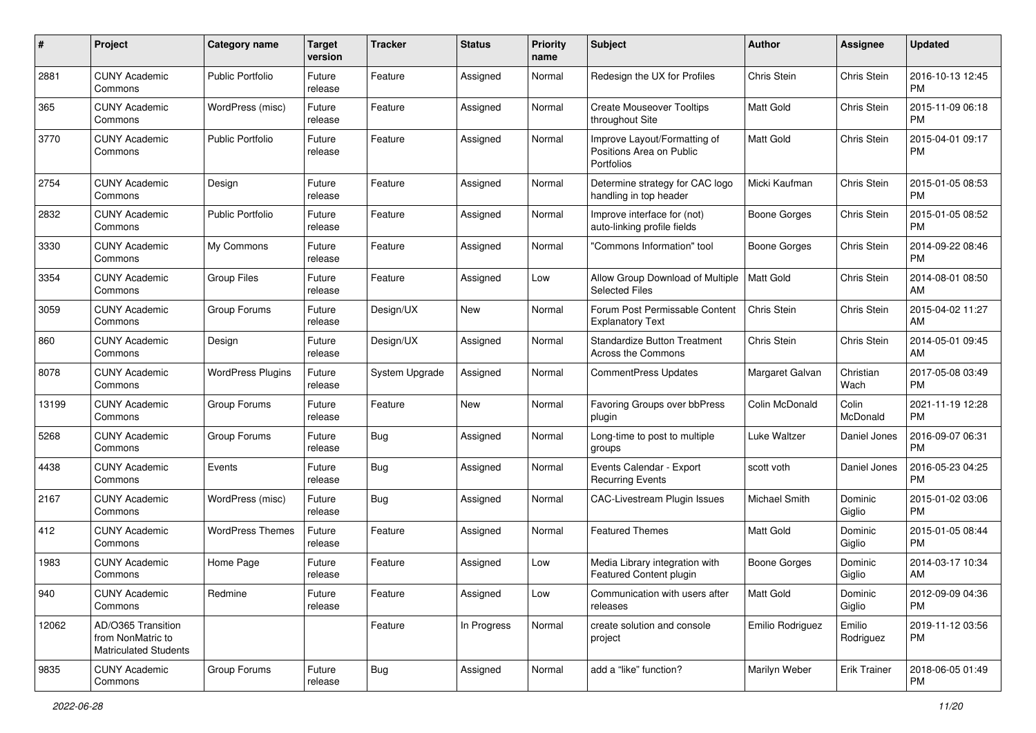| # | Project | Category name | Target version | Tracker | Status | Priority name | Subject | Author | Assignee | Updated |
|---|---|---|---|---|---|---|---|---|---|---|
| 2881 | CUNY Academic Commons | Public Portfolio | Future release | Feature | Assigned | Normal | Redesign the UX for Profiles | Chris Stein | Chris Stein | 2016-10-13 12:45 PM |
| 365 | CUNY Academic Commons | WordPress (misc) | Future release | Feature | Assigned | Normal | Create Mouseover Tooltips throughout Site | Matt Gold | Chris Stein | 2015-11-09 06:18 PM |
| 3770 | CUNY Academic Commons | Public Portfolio | Future release | Feature | Assigned | Normal | Improve Layout/Formatting of Positions Area on Public Portfolios | Matt Gold | Chris Stein | 2015-04-01 09:17 PM |
| 2754 | CUNY Academic Commons | Design | Future release | Feature | Assigned | Normal | Determine strategy for CAC logo handling in top header | Micki Kaufman | Chris Stein | 2015-01-05 08:53 PM |
| 2832 | CUNY Academic Commons | Public Portfolio | Future release | Feature | Assigned | Normal | Improve interface for (not) auto-linking profile fields | Boone Gorges | Chris Stein | 2015-01-05 08:52 PM |
| 3330 | CUNY Academic Commons | My Commons | Future release | Feature | Assigned | Normal | "Commons Information" tool | Boone Gorges | Chris Stein | 2014-09-22 08:46 PM |
| 3354 | CUNY Academic Commons | Group Files | Future release | Feature | Assigned | Low | Allow Group Download of Multiple Selected Files | Matt Gold | Chris Stein | 2014-08-01 08:50 AM |
| 3059 | CUNY Academic Commons | Group Forums | Future release | Design/UX | New | Normal | Forum Post Permissable Content Explanatory Text | Chris Stein | Chris Stein | 2015-04-02 11:27 AM |
| 860 | CUNY Academic Commons | Design | Future release | Design/UX | Assigned | Normal | Standardize Button Treatment Across the Commons | Chris Stein | Chris Stein | 2014-05-01 09:45 AM |
| 8078 | CUNY Academic Commons | WordPress Plugins | Future release | System Upgrade | Assigned | Normal | CommentPress Updates | Margaret Galvan | Christian Wach | 2017-05-08 03:49 PM |
| 13199 | CUNY Academic Commons | Group Forums | Future release | Feature | New | Normal | Favoring Groups over bbPress plugin | Colin McDonald | Colin McDonald | 2021-11-19 12:28 PM |
| 5268 | CUNY Academic Commons | Group Forums | Future release | Bug | Assigned | Normal | Long-time to post to multiple groups | Luke Waltzer | Daniel Jones | 2016-09-07 06:31 PM |
| 4438 | CUNY Academic Commons | Events | Future release | Bug | Assigned | Normal | Events Calendar - Export Recurring Events | scott voth | Daniel Jones | 2016-05-23 04:25 PM |
| 2167 | CUNY Academic Commons | WordPress (misc) | Future release | Bug | Assigned | Normal | CAC-Livestream Plugin Issues | Michael Smith | Dominic Giglio | 2015-01-02 03:06 PM |
| 412 | CUNY Academic Commons | WordPress Themes | Future release | Feature | Assigned | Normal | Featured Themes | Matt Gold | Dominic Giglio | 2015-01-05 08:44 PM |
| 1983 | CUNY Academic Commons | Home Page | Future release | Feature | Assigned | Low | Media Library integration with Featured Content plugin | Boone Gorges | Dominic Giglio | 2014-03-17 10:34 AM |
| 940 | CUNY Academic Commons | Redmine | Future release | Feature | Assigned | Low | Communication with users after releases | Matt Gold | Dominic Giglio | 2012-09-09 04:36 PM |
| 12062 | AD/O365 Transition from NonMatric to Matriculated Students | | | Feature | In Progress | Normal | create solution and console project | Emilio Rodriguez | Emilio Rodriguez | 2019-11-12 03:56 PM |
| 9835 | CUNY Academic Commons | Group Forums | Future release | Bug | Assigned | Normal | add a “like” function? | Marilyn Weber | Erik Trainer | 2018-06-05 01:49 PM |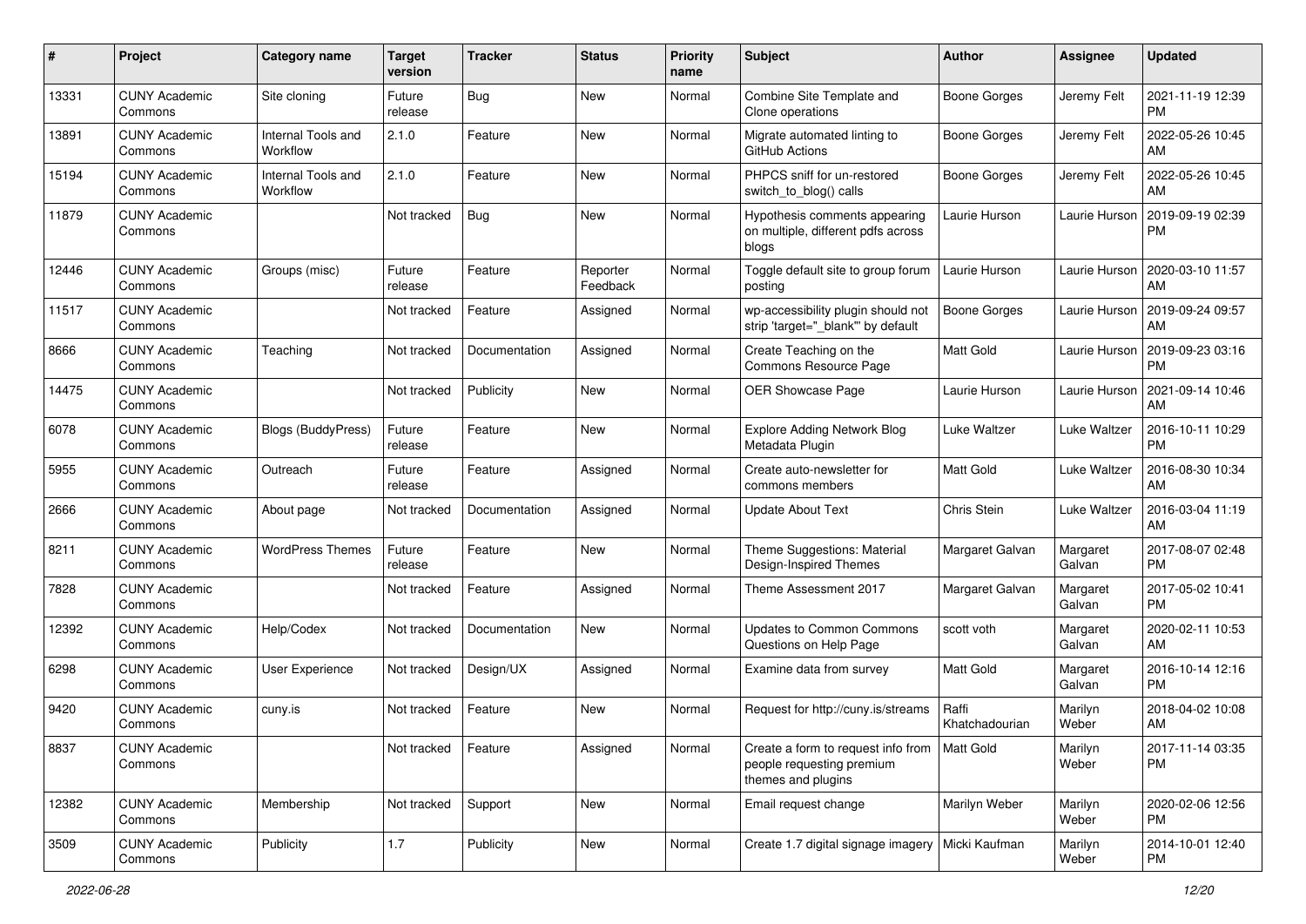| # | Project | Category name | Target version | Tracker | Status | Priority name | Subject | Author | Assignee | Updated |
|---|---|---|---|---|---|---|---|---|---|---|
| 13331 | CUNY Academic Commons | Site cloning | Future release | Bug | New | Normal | Combine Site Template and Clone operations | Boone Gorges | Jeremy Felt | 2021-11-19 12:39 PM |
| 13891 | CUNY Academic Commons | Internal Tools and Workflow | 2.1.0 | Feature | New | Normal | Migrate automated linting to GitHub Actions | Boone Gorges | Jeremy Felt | 2022-05-26 10:45 AM |
| 15194 | CUNY Academic Commons | Internal Tools and Workflow | 2.1.0 | Feature | New | Normal | PHPCS sniff for un-restored switch_to_blog() calls | Boone Gorges | Jeremy Felt | 2022-05-26 10:45 AM |
| 11879 | CUNY Academic Commons | | Not tracked | Bug | New | Normal | Hypothesis comments appearing on multiple, different pdfs across blogs | Laurie Hurson | Laurie Hurson | 2019-09-19 02:39 PM |
| 12446 | CUNY Academic Commons | Groups (misc) | Future release | Feature | Reporter Feedback | Normal | Toggle default site to group forum posting | Laurie Hurson | Laurie Hurson | 2020-03-10 11:57 AM |
| 11517 | CUNY Academic Commons | | Not tracked | Feature | Assigned | Normal | wp-accessibility plugin should not strip 'target="_blank"' by default | Boone Gorges | Laurie Hurson | 2019-09-24 09:57 AM |
| 8666 | CUNY Academic Commons | Teaching | Not tracked | Documentation | Assigned | Normal | Create Teaching on the Commons Resource Page | Matt Gold | Laurie Hurson | 2019-09-23 03:16 PM |
| 14475 | CUNY Academic Commons | | Not tracked | Publicity | New | Normal | OER Showcase Page | Laurie Hurson | Laurie Hurson | 2021-09-14 10:46 AM |
| 6078 | CUNY Academic Commons | Blogs (BuddyPress) | Future release | Feature | New | Normal | Explore Adding Network Blog Metadata Plugin | Luke Waltzer | Luke Waltzer | 2016-10-11 10:29 PM |
| 5955 | CUNY Academic Commons | Outreach | Future release | Feature | Assigned | Normal | Create auto-newsletter for commons members | Matt Gold | Luke Waltzer | 2016-08-30 10:34 AM |
| 2666 | CUNY Academic Commons | About page | Not tracked | Documentation | Assigned | Normal | Update About Text | Chris Stein | Luke Waltzer | 2016-03-04 11:19 AM |
| 8211 | CUNY Academic Commons | WordPress Themes | Future release | Feature | New | Normal | Theme Suggestions: Material Design-Inspired Themes | Margaret Galvan | Margaret Galvan | 2017-08-07 02:48 PM |
| 7828 | CUNY Academic Commons | | Not tracked | Feature | Assigned | Normal | Theme Assessment 2017 | Margaret Galvan | Margaret Galvan | 2017-05-02 10:41 PM |
| 12392 | CUNY Academic Commons | Help/Codex | Not tracked | Documentation | New | Normal | Updates to Common Commons Questions on Help Page | scott voth | Margaret Galvan | 2020-02-11 10:53 AM |
| 6298 | CUNY Academic Commons | User Experience | Not tracked | Design/UX | Assigned | Normal | Examine data from survey | Matt Gold | Margaret Galvan | 2016-10-14 12:16 PM |
| 9420 | CUNY Academic Commons | cuny.is | Not tracked | Feature | New | Normal | Request for http://cuny.is/streams | Raffi Khatchadourian | Marilyn Weber | 2018-04-02 10:08 AM |
| 8837 | CUNY Academic Commons | | Not tracked | Feature | Assigned | Normal | Create a form to request info from people requesting premium themes and plugins | Matt Gold | Marilyn Weber | 2017-11-14 03:35 PM |
| 12382 | CUNY Academic Commons | Membership | Not tracked | Support | New | Normal | Email request change | Marilyn Weber | Marilyn Weber | 2020-02-06 12:56 PM |
| 3509 | CUNY Academic Commons | Publicity | 1.7 | Publicity | New | Normal | Create 1.7 digital signage imagery | Micki Kaufman | Marilyn Weber | 2014-10-01 12:40 PM |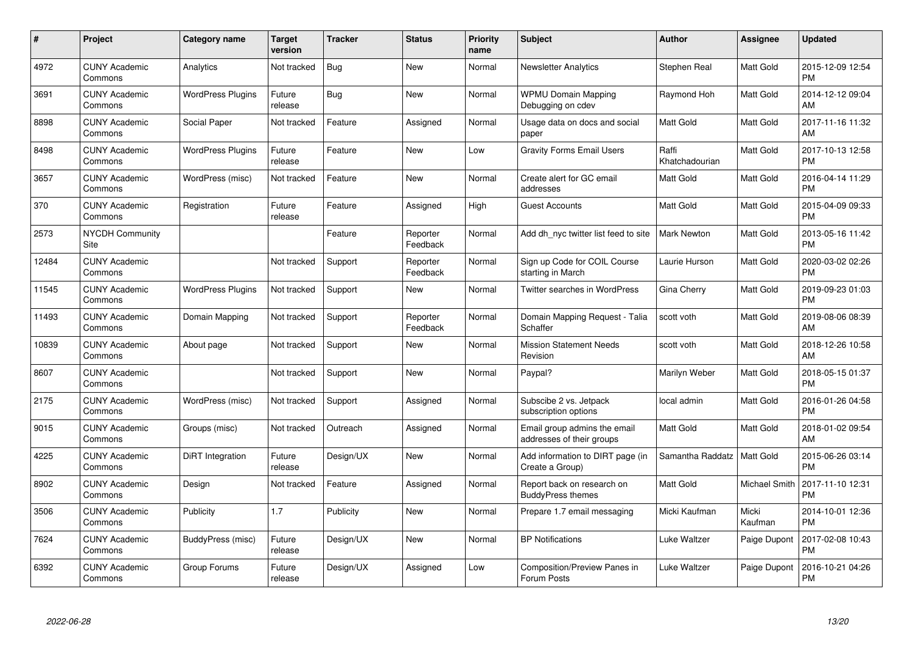| # | Project | Category name | Target version | Tracker | Status | Priority name | Subject | Author | Assignee | Updated |
|---|---|---|---|---|---|---|---|---|---|---|
| 4972 | CUNY Academic Commons | Analytics | Not tracked | Bug | New | Normal | Newsletter Analytics | Stephen Real | Matt Gold | 2015-12-09 12:54 PM |
| 3691 | CUNY Academic Commons | WordPress Plugins | Future release | Bug | New | Normal | WPMU Domain Mapping Debugging on cdev | Raymond Hoh | Matt Gold | 2014-12-12 09:04 AM |
| 8898 | CUNY Academic Commons | Social Paper | Not tracked | Feature | Assigned | Normal | Usage data on docs and social paper | Matt Gold | Matt Gold | 2017-11-16 11:32 AM |
| 8498 | CUNY Academic Commons | WordPress Plugins | Future release | Feature | New | Low | Gravity Forms Email Users | Raffi Khatchadourian | Matt Gold | 2017-10-13 12:58 PM |
| 3657 | CUNY Academic Commons | WordPress (misc) | Not tracked | Feature | New | Normal | Create alert for GC email addresses | Matt Gold | Matt Gold | 2016-04-14 11:29 PM |
| 370 | CUNY Academic Commons | Registration | Future release | Feature | Assigned | High | Guest Accounts | Matt Gold | Matt Gold | 2015-04-09 09:33 PM |
| 2573 | NYCDH Community Site | | | Feature | Reporter Feedback | Normal | Add dh_nyc twitter list feed to site | Mark Newton | Matt Gold | 2013-05-16 11:42 PM |
| 12484 | CUNY Academic Commons | | Not tracked | Support | Reporter Feedback | Normal | Sign up Code for COIL Course starting in March | Laurie Hurson | Matt Gold | 2020-03-02 02:26 PM |
| 11545 | CUNY Academic Commons | WordPress Plugins | Not tracked | Support | New | Normal | Twitter searches in WordPress | Gina Cherry | Matt Gold | 2019-09-23 01:03 PM |
| 11493 | CUNY Academic Commons | Domain Mapping | Not tracked | Support | Reporter Feedback | Normal | Domain Mapping Request - Talia Schaffer | scott voth | Matt Gold | 2019-08-06 08:39 AM |
| 10839 | CUNY Academic Commons | About page | Not tracked | Support | New | Normal | Mission Statement Needs Revision | scott voth | Matt Gold | 2018-12-26 10:58 AM |
| 8607 | CUNY Academic Commons | | Not tracked | Support | New | Normal | Paypal? | Marilyn Weber | Matt Gold | 2018-05-15 01:37 PM |
| 2175 | CUNY Academic Commons | WordPress (misc) | Not tracked | Support | Assigned | Normal | Subscibe 2 vs. Jetpack subscription options | local admin | Matt Gold | 2016-01-26 04:58 PM |
| 9015 | CUNY Academic Commons | Groups (misc) | Not tracked | Outreach | Assigned | Normal | Email group admins the email addresses of their groups | Matt Gold | Matt Gold | 2018-01-02 09:54 AM |
| 4225 | CUNY Academic Commons | DiRT Integration | Future release | Design/UX | New | Normal | Add information to DIRT page (in Create a Group) | Samantha Raddatz | Matt Gold | 2015-06-26 03:14 PM |
| 8902 | CUNY Academic Commons | Design | Not tracked | Feature | Assigned | Normal | Report back on research on BuddyPress themes | Matt Gold | Michael Smith | 2017-11-10 12:31 PM |
| 3506 | CUNY Academic Commons | Publicity | 1.7 | Publicity | New | Normal | Prepare 1.7 email messaging | Micki Kaufman | Micki Kaufman | 2014-10-01 12:36 PM |
| 7624 | CUNY Academic Commons | BuddyPress (misc) | Future release | Design/UX | New | Normal | BP Notifications | Luke Waltzer | Paige Dupont | 2017-02-08 10:43 PM |
| 6392 | CUNY Academic Commons | Group Forums | Future release | Design/UX | Assigned | Low | Composition/Preview Panes in Forum Posts | Luke Waltzer | Paige Dupont | 2016-10-21 04:26 PM |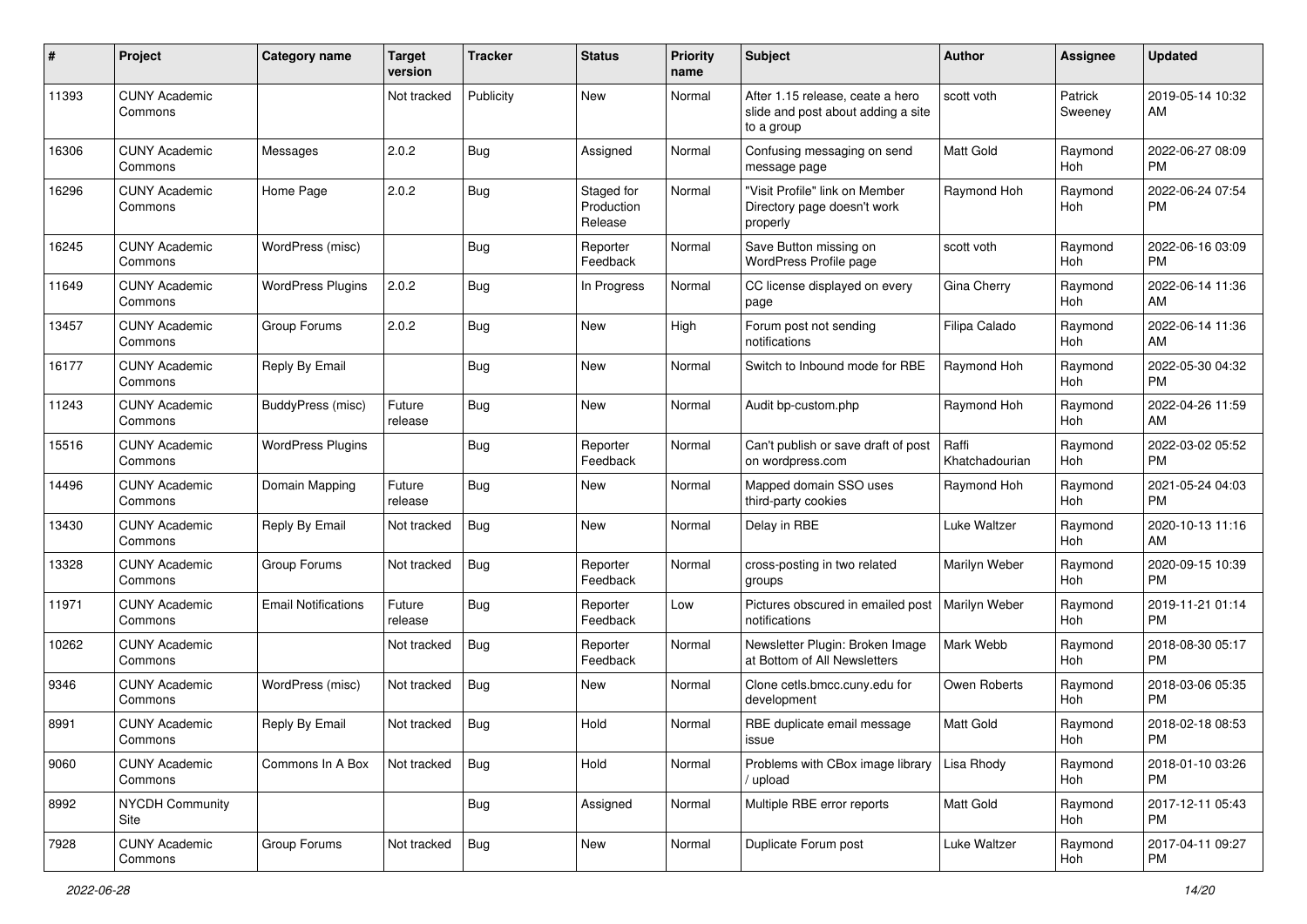| # | Project | Category name | Target version | Tracker | Status | Priority name | Subject | Author | Assignee | Updated |
|---|---|---|---|---|---|---|---|---|---|---|
| 11393 | CUNY Academic Commons | | Not tracked | Publicity | New | Normal | After 1.15 release, ceate a hero slide and post about adding a site to a group | scott voth | Patrick Sweeney | 2019-05-14 10:32 AM |
| 16306 | CUNY Academic Commons | Messages | 2.0.2 | Bug | Assigned | Normal | Confusing messaging on send message page | Matt Gold | Raymond Hoh | 2022-06-27 08:09 PM |
| 16296 | CUNY Academic Commons | Home Page | 2.0.2 | Bug | Staged for Production Release | Normal | "Visit Profile" link on Member Directory page doesn't work properly | Raymond Hoh | Raymond Hoh | 2022-06-24 07:54 PM |
| 16245 | CUNY Academic Commons | WordPress (misc) | | Bug | Reporter Feedback | Normal | Save Button missing on WordPress Profile page | scott voth | Raymond Hoh | 2022-06-16 03:09 PM |
| 11649 | CUNY Academic Commons | WordPress Plugins | 2.0.2 | Bug | In Progress | Normal | CC license displayed on every page | Gina Cherry | Raymond Hoh | 2022-06-14 11:36 AM |
| 13457 | CUNY Academic Commons | Group Forums | 2.0.2 | Bug | New | High | Forum post not sending notifications | Filipa Calado | Raymond Hoh | 2022-06-14 11:36 AM |
| 16177 | CUNY Academic Commons | Reply By Email | | Bug | New | Normal | Switch to Inbound mode for RBE | Raymond Hoh | Raymond Hoh | 2022-05-30 04:32 PM |
| 11243 | CUNY Academic Commons | BuddyPress (misc) | Future release | Bug | New | Normal | Audit bp-custom.php | Raymond Hoh | Raymond Hoh | 2022-04-26 11:59 AM |
| 15516 | CUNY Academic Commons | WordPress Plugins | | Bug | Reporter Feedback | Normal | Can't publish or save draft of post on wordpress.com | Raffi Khatchadourian | Raymond Hoh | 2022-03-02 05:52 PM |
| 14496 | CUNY Academic Commons | Domain Mapping | Future release | Bug | New | Normal | Mapped domain SSO uses third-party cookies | Raymond Hoh | Raymond Hoh | 2021-05-24 04:03 PM |
| 13430 | CUNY Academic Commons | Reply By Email | Not tracked | Bug | New | Normal | Delay in RBE | Luke Waltzer | Raymond Hoh | 2020-10-13 11:16 AM |
| 13328 | CUNY Academic Commons | Group Forums | Not tracked | Bug | Reporter Feedback | Normal | cross-posting in two related groups | Marilyn Weber | Raymond Hoh | 2020-09-15 10:39 PM |
| 11971 | CUNY Academic Commons | Email Notifications | Future release | Bug | Reporter Feedback | Low | Pictures obscured in emailed post notifications | Marilyn Weber | Raymond Hoh | 2019-11-21 01:14 PM |
| 10262 | CUNY Academic Commons | | Not tracked | Bug | Reporter Feedback | Normal | Newsletter Plugin: Broken Image at Bottom of All Newsletters | Mark Webb | Raymond Hoh | 2018-08-30 05:17 PM |
| 9346 | CUNY Academic Commons | WordPress (misc) | Not tracked | Bug | New | Normal | Clone cetls.bmcc.cuny.edu for development | Owen Roberts | Raymond Hoh | 2018-03-06 05:35 PM |
| 8991 | CUNY Academic Commons | Reply By Email | Not tracked | Bug | Hold | Normal | RBE duplicate email message issue | Matt Gold | Raymond Hoh | 2018-02-18 08:53 PM |
| 9060 | CUNY Academic Commons | Commons In A Box | Not tracked | Bug | Hold | Normal | Problems with CBox image library / upload | Lisa Rhody | Raymond Hoh | 2018-01-10 03:26 PM |
| 8992 | NYCDH Community Site | | | Bug | Assigned | Normal | Multiple RBE error reports | Matt Gold | Raymond Hoh | 2017-12-11 05:43 PM |
| 7928 | CUNY Academic Commons | Group Forums | Not tracked | Bug | New | Normal | Duplicate Forum post | Luke Waltzer | Raymond Hoh | 2017-04-11 09:27 PM |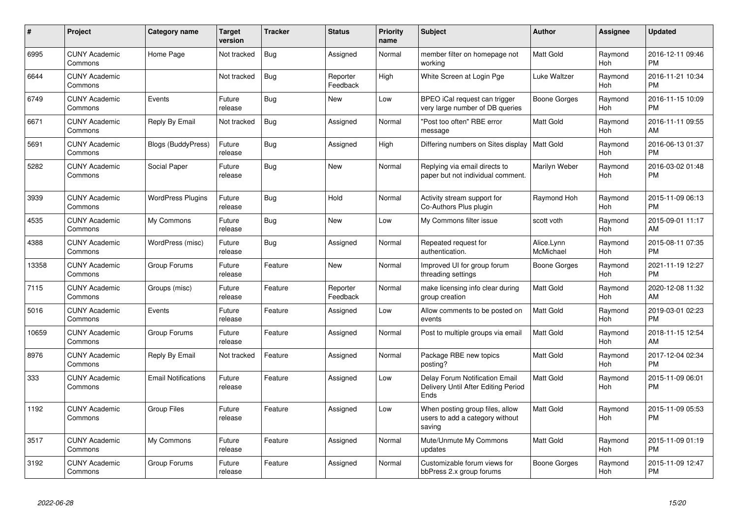| # | Project | Category name | Target version | Tracker | Status | Priority name | Subject | Author | Assignee | Updated |
|---|---|---|---|---|---|---|---|---|---|---|
| 6995 | CUNY Academic Commons | Home Page | Not tracked | Bug | Assigned | Normal | member filter on homepage not working | Matt Gold | Raymond Hoh | 2016-12-11 09:46 PM |
| 6644 | CUNY Academic Commons | | Not tracked | Bug | Reporter Feedback | High | White Screen at Login Pge | Luke Waltzer | Raymond Hoh | 2016-11-21 10:34 PM |
| 6749 | CUNY Academic Commons | Events | Future release | Bug | New | Low | BPEO iCal request can trigger very large number of DB queries | Boone Gorges | Raymond Hoh | 2016-11-15 10:09 PM |
| 6671 | CUNY Academic Commons | Reply By Email | Not tracked | Bug | Assigned | Normal | "Post too often" RBE error message | Matt Gold | Raymond Hoh | 2016-11-11 09:55 AM |
| 5691 | CUNY Academic Commons | Blogs (BuddyPress) | Future release | Bug | Assigned | High | Differing numbers on Sites display | Matt Gold | Raymond Hoh | 2016-06-13 01:37 PM |
| 5282 | CUNY Academic Commons | Social Paper | Future release | Bug | New | Normal | Replying via email directs to paper but not individual comment. | Marilyn Weber | Raymond Hoh | 2016-03-02 01:48 PM |
| 3939 | CUNY Academic Commons | WordPress Plugins | Future release | Bug | Hold | Normal | Activity stream support for Co-Authors Plus plugin | Raymond Hoh | Raymond Hoh | 2015-11-09 06:13 PM |
| 4535 | CUNY Academic Commons | My Commons | Future release | Bug | New | Low | My Commons filter issue | scott voth | Raymond Hoh | 2015-09-01 11:17 AM |
| 4388 | CUNY Academic Commons | WordPress (misc) | Future release | Bug | Assigned | Normal | Repeated request for authentication. | Alice.Lynn McMichael | Raymond Hoh | 2015-08-11 07:35 PM |
| 13358 | CUNY Academic Commons | Group Forums | Future release | Feature | New | Normal | Improved UI for group forum threading settings | Boone Gorges | Raymond Hoh | 2021-11-19 12:27 PM |
| 7115 | CUNY Academic Commons | Groups (misc) | Future release | Feature | Reporter Feedback | Normal | make licensing info clear during group creation | Matt Gold | Raymond Hoh | 2020-12-08 11:32 AM |
| 5016 | CUNY Academic Commons | Events | Future release | Feature | Assigned | Low | Allow comments to be posted on events | Matt Gold | Raymond Hoh | 2019-03-01 02:23 PM |
| 10659 | CUNY Academic Commons | Group Forums | Future release | Feature | Assigned | Normal | Post to multiple groups via email | Matt Gold | Raymond Hoh | 2018-11-15 12:54 AM |
| 8976 | CUNY Academic Commons | Reply By Email | Not tracked | Feature | Assigned | Normal | Package RBE new topics posting? | Matt Gold | Raymond Hoh | 2017-12-04 02:34 PM |
| 333 | CUNY Academic Commons | Email Notifications | Future release | Feature | Assigned | Low | Delay Forum Notification Email Delivery Until After Editing Period Ends | Matt Gold | Raymond Hoh | 2015-11-09 06:01 PM |
| 1192 | CUNY Academic Commons | Group Files | Future release | Feature | Assigned | Low | When posting group files, allow users to add a category without saving | Matt Gold | Raymond Hoh | 2015-11-09 05:53 PM |
| 3517 | CUNY Academic Commons | My Commons | Future release | Feature | Assigned | Normal | Mute/Unmute My Commons updates | Matt Gold | Raymond Hoh | 2015-11-09 01:19 PM |
| 3192 | CUNY Academic Commons | Group Forums | Future release | Feature | Assigned | Normal | Customizable forum views for bbPress 2.x group forums | Boone Gorges | Raymond Hoh | 2015-11-09 12:47 PM |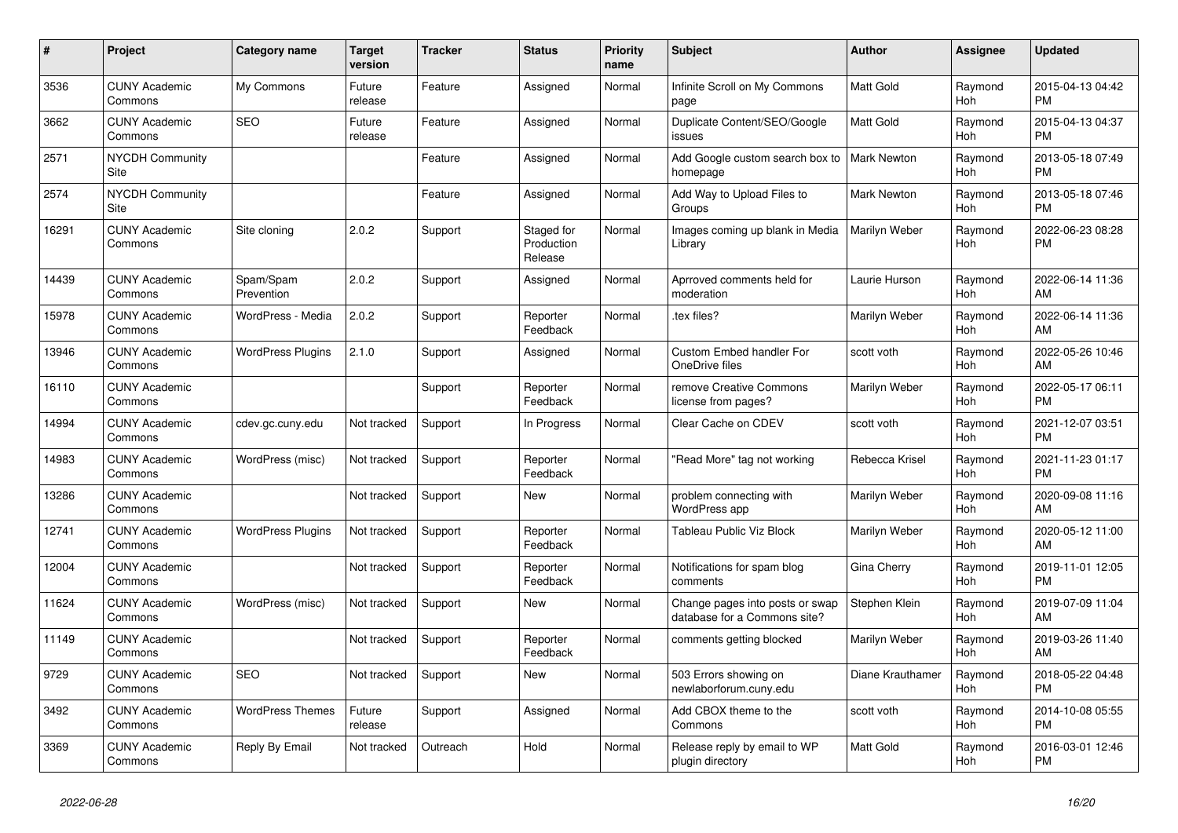| # | Project | Category name | Target version | Tracker | Status | Priority name | Subject | Author | Assignee | Updated |
|---|---|---|---|---|---|---|---|---|---|---|
| 3536 | CUNY Academic Commons | My Commons | Future release | Feature | Assigned | Normal | Infinite Scroll on My Commons page | Matt Gold | Raymond Hoh | 2015-04-13 04:42 PM |
| 3662 | CUNY Academic Commons | SEO | Future release | Feature | Assigned | Normal | Duplicate Content/SEO/Google issues | Matt Gold | Raymond Hoh | 2015-04-13 04:37 PM |
| 2571 | NYCDH Community Site | | | Feature | Assigned | Normal | Add Google custom search box to homepage | Mark Newton | Raymond Hoh | 2013-05-18 07:49 PM |
| 2574 | NYCDH Community Site | | | Feature | Assigned | Normal | Add Way to Upload Files to Groups | Mark Newton | Raymond Hoh | 2013-05-18 07:46 PM |
| 16291 | CUNY Academic Commons | Site cloning | 2.0.2 | Support | Staged for Production Release | Normal | Images coming up blank in Media Library | Marilyn Weber | Raymond Hoh | 2022-06-23 08:28 PM |
| 14439 | CUNY Academic Commons | Spam/Spam Prevention | 2.0.2 | Support | Assigned | Normal | Aprroved comments held for moderation | Laurie Hurson | Raymond Hoh | 2022-06-14 11:36 AM |
| 15978 | CUNY Academic Commons | WordPress - Media | 2.0.2 | Support | Reporter Feedback | Normal | .tex files? | Marilyn Weber | Raymond Hoh | 2022-06-14 11:36 AM |
| 13946 | CUNY Academic Commons | WordPress Plugins | 2.1.0 | Support | Assigned | Normal | Custom Embed handler For OneDrive files | scott voth | Raymond Hoh | 2022-05-26 10:46 AM |
| 16110 | CUNY Academic Commons | | | Support | Reporter Feedback | Normal | remove Creative Commons license from pages? | Marilyn Weber | Raymond Hoh | 2022-05-17 06:11 PM |
| 14994 | CUNY Academic Commons | cdev.gc.cuny.edu | Not tracked | Support | In Progress | Normal | Clear Cache on CDEV | scott voth | Raymond Hoh | 2021-12-07 03:51 PM |
| 14983 | CUNY Academic Commons | WordPress (misc) | Not tracked | Support | Reporter Feedback | Normal | "Read More" tag not working | Rebecca Krisel | Raymond Hoh | 2021-11-23 01:17 PM |
| 13286 | CUNY Academic Commons | | Not tracked | Support | New | Normal | problem connecting with WordPress app | Marilyn Weber | Raymond Hoh | 2020-09-08 11:16 AM |
| 12741 | CUNY Academic Commons | WordPress Plugins | Not tracked | Support | Reporter Feedback | Normal | Tableau Public Viz Block | Marilyn Weber | Raymond Hoh | 2020-05-12 11:00 AM |
| 12004 | CUNY Academic Commons | | Not tracked | Support | Reporter Feedback | Normal | Notifications for spam blog comments | Gina Cherry | Raymond Hoh | 2019-11-01 12:05 PM |
| 11624 | CUNY Academic Commons | WordPress (misc) | Not tracked | Support | New | Normal | Change pages into posts or swap database for a Commons site? | Stephen Klein | Raymond Hoh | 2019-07-09 11:04 AM |
| 11149 | CUNY Academic Commons | | Not tracked | Support | Reporter Feedback | Normal | comments getting blocked | Marilyn Weber | Raymond Hoh | 2019-03-26 11:40 AM |
| 9729 | CUNY Academic Commons | SEO | Not tracked | Support | New | Normal | 503 Errors showing on newlaborforum.cuny.edu | Diane Krauthamer | Raymond Hoh | 2018-05-22 04:48 PM |
| 3492 | CUNY Academic Commons | WordPress Themes | Future release | Support | Assigned | Normal | Add CBOX theme to the Commons | scott voth | Raymond Hoh | 2014-10-08 05:55 PM |
| 3369 | CUNY Academic Commons | Reply By Email | Not tracked | Outreach | Hold | Normal | Release reply by email to WP plugin directory | Matt Gold | Raymond Hoh | 2016-03-01 12:46 PM |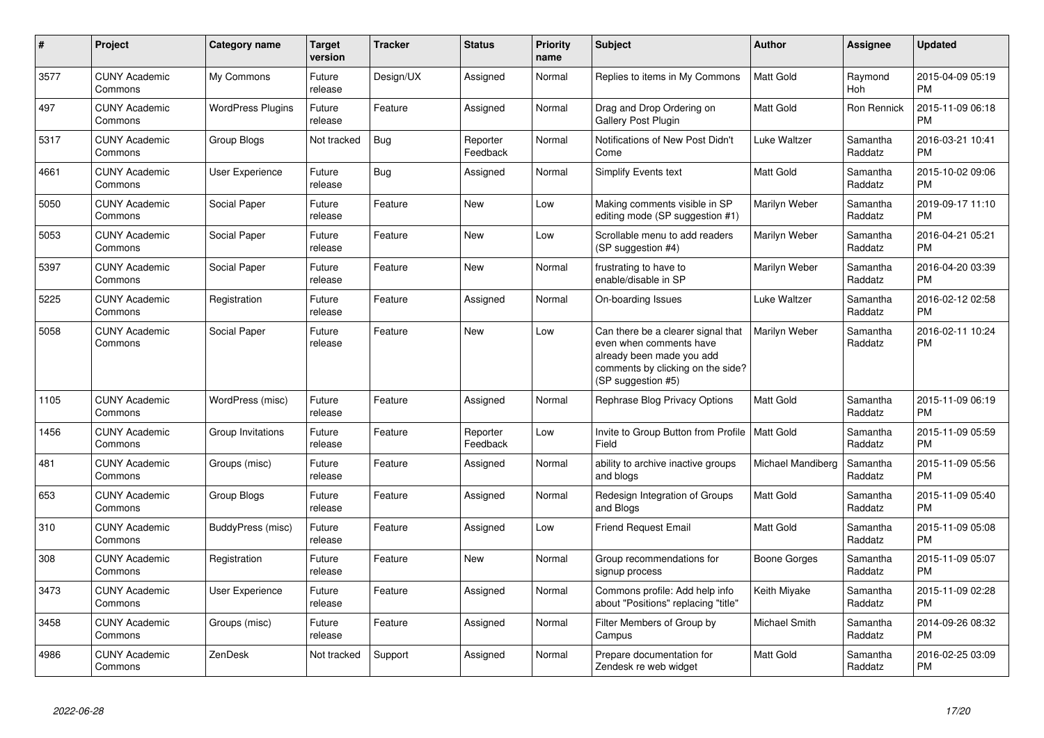| # | Project | Category name | Target version | Tracker | Status | Priority name | Subject | Author | Assignee | Updated |
|---|---|---|---|---|---|---|---|---|---|---|
| 3577 | CUNY Academic Commons | My Commons | Future release | Design/UX | Assigned | Normal | Replies to items in My Commons | Matt Gold | Raymond Hoh | 2015-04-09 05:19 PM |
| 497 | CUNY Academic Commons | WordPress Plugins | Future release | Feature | Assigned | Normal | Drag and Drop Ordering on Gallery Post Plugin | Matt Gold | Ron Rennick | 2015-11-09 06:18 PM |
| 5317 | CUNY Academic Commons | Group Blogs | Not tracked | Bug | Reporter Feedback | Normal | Notifications of New Post Didn't Come | Luke Waltzer | Samantha Raddatz | 2016-03-21 10:41 PM |
| 4661 | CUNY Academic Commons | User Experience | Future release | Bug | Assigned | Normal | Simplify Events text | Matt Gold | Samantha Raddatz | 2015-10-02 09:06 PM |
| 5050 | CUNY Academic Commons | Social Paper | Future release | Feature | New | Low | Making comments visible in SP editing mode (SP suggestion #1) | Marilyn Weber | Samantha Raddatz | 2019-09-17 11:10 PM |
| 5053 | CUNY Academic Commons | Social Paper | Future release | Feature | New | Low | Scrollable menu to add readers (SP suggestion #4) | Marilyn Weber | Samantha Raddatz | 2016-04-21 05:21 PM |
| 5397 | CUNY Academic Commons | Social Paper | Future release | Feature | New | Normal | frustrating to have to enable/disable in SP | Marilyn Weber | Samantha Raddatz | 2016-04-20 03:39 PM |
| 5225 | CUNY Academic Commons | Registration | Future release | Feature | Assigned | Normal | On-boarding Issues | Luke Waltzer | Samantha Raddatz | 2016-02-12 02:58 PM |
| 5058 | CUNY Academic Commons | Social Paper | Future release | Feature | New | Low | Can there be a clearer signal that even when comments have already been made you add comments by clicking on the side? (SP suggestion #5) | Marilyn Weber | Samantha Raddatz | 2016-02-11 10:24 PM |
| 1105 | CUNY Academic Commons | WordPress (misc) | Future release | Feature | Assigned | Normal | Rephrase Blog Privacy Options | Matt Gold | Samantha Raddatz | 2015-11-09 06:19 PM |
| 1456 | CUNY Academic Commons | Group Invitations | Future release | Feature | Reporter Feedback | Low | Invite to Group Button from Profile Field | Matt Gold | Samantha Raddatz | 2015-11-09 05:59 PM |
| 481 | CUNY Academic Commons | Groups (misc) | Future release | Feature | Assigned | Normal | ability to archive inactive groups and blogs | Michael Mandiberg | Samantha Raddatz | 2015-11-09 05:56 PM |
| 653 | CUNY Academic Commons | Group Blogs | Future release | Feature | Assigned | Normal | Redesign Integration of Groups and Blogs | Matt Gold | Samantha Raddatz | 2015-11-09 05:40 PM |
| 310 | CUNY Academic Commons | BuddyPress (misc) | Future release | Feature | Assigned | Low | Friend Request Email | Matt Gold | Samantha Raddatz | 2015-11-09 05:08 PM |
| 308 | CUNY Academic Commons | Registration | Future release | Feature | New | Normal | Group recommendations for signup process | Boone Gorges | Samantha Raddatz | 2015-11-09 05:07 PM |
| 3473 | CUNY Academic Commons | User Experience | Future release | Feature | Assigned | Normal | Commons profile: Add help info about "Positions" replacing "title" | Keith Miyake | Samantha Raddatz | 2015-11-09 02:28 PM |
| 3458 | CUNY Academic Commons | Groups (misc) | Future release | Feature | Assigned | Normal | Filter Members of Group by Campus | Michael Smith | Samantha Raddatz | 2014-09-26 08:32 PM |
| 4986 | CUNY Academic Commons | ZenDesk | Not tracked | Support | Assigned | Normal | Prepare documentation for Zendesk re web widget | Matt Gold | Samantha Raddatz | 2016-02-25 03:09 PM |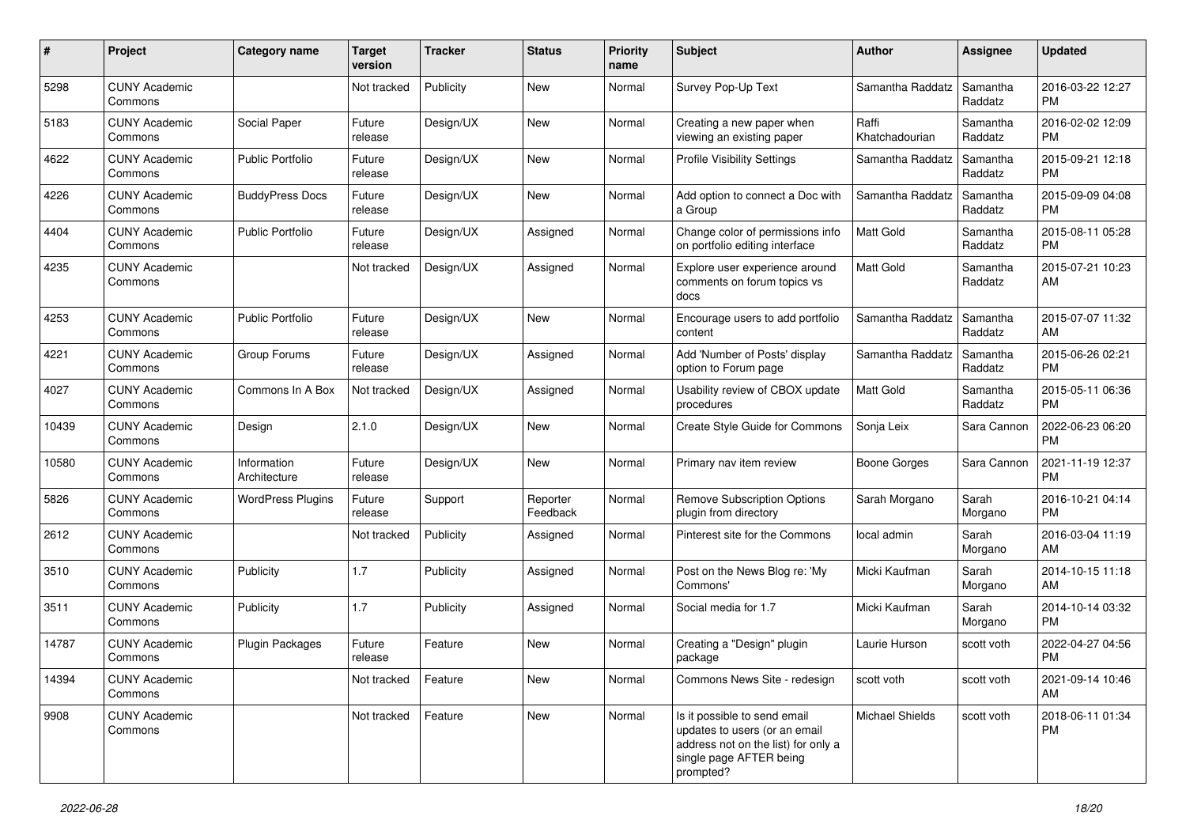| # | Project | Category name | Target version | Tracker | Status | Priority name | Subject | Author | Assignee | Updated |
|---|---|---|---|---|---|---|---|---|---|---|
| 5298 | CUNY Academic Commons | | Not tracked | Publicity | New | Normal | Survey Pop-Up Text | Samantha Raddatz | Samantha Raddatz | 2016-03-22 12:27 PM |
| 5183 | CUNY Academic Commons | Social Paper | Future release | Design/UX | New | Normal | Creating a new paper when viewing an existing paper | Raffi Khatchadourian | Samantha Raddatz | 2016-02-02 12:09 PM |
| 4622 | CUNY Academic Commons | Public Portfolio | Future release | Design/UX | New | Normal | Profile Visibility Settings | Samantha Raddatz | Samantha Raddatz | 2015-09-21 12:18 PM |
| 4226 | CUNY Academic Commons | BuddyPress Docs | Future release | Design/UX | New | Normal | Add option to connect a Doc with a Group | Samantha Raddatz | Samantha Raddatz | 2015-09-09 04:08 PM |
| 4404 | CUNY Academic Commons | Public Portfolio | Future release | Design/UX | Assigned | Normal | Change color of permissions info on portfolio editing interface | Matt Gold | Samantha Raddatz | 2015-08-11 05:28 PM |
| 4235 | CUNY Academic Commons | | Not tracked | Design/UX | Assigned | Normal | Explore user experience around comments on forum topics vs docs | Matt Gold | Samantha Raddatz | 2015-07-21 10:23 AM |
| 4253 | CUNY Academic Commons | Public Portfolio | Future release | Design/UX | New | Normal | Encourage users to add portfolio content | Samantha Raddatz | Samantha Raddatz | 2015-07-07 11:32 AM |
| 4221 | CUNY Academic Commons | Group Forums | Future release | Design/UX | Assigned | Normal | Add 'Number of Posts' display option to Forum page | Samantha Raddatz | Samantha Raddatz | 2015-06-26 02:21 PM |
| 4027 | CUNY Academic Commons | Commons In A Box | Not tracked | Design/UX | Assigned | Normal | Usability review of CBOX update procedures | Matt Gold | Samantha Raddatz | 2015-05-11 06:36 PM |
| 10439 | CUNY Academic Commons | Design | 2.1.0 | Design/UX | New | Normal | Create Style Guide for Commons | Sonja Leix | Sara Cannon | 2022-06-23 06:20 PM |
| 10580 | CUNY Academic Commons | Information Architecture | Future release | Design/UX | New | Normal | Primary nav item review | Boone Gorges | Sara Cannon | 2021-11-19 12:37 PM |
| 5826 | CUNY Academic Commons | WordPress Plugins | Future release | Support | Reporter Feedback | Normal | Remove Subscription Options plugin from directory | Sarah Morgano | Sarah Morgano | 2016-10-21 04:14 PM |
| 2612 | CUNY Academic Commons | | Not tracked | Publicity | Assigned | Normal | Pinterest site for the Commons | local admin | Sarah Morgano | 2016-03-04 11:19 AM |
| 3510 | CUNY Academic Commons | Publicity | 1.7 | Publicity | Assigned | Normal | Post on the News Blog re: 'My Commons' | Micki Kaufman | Sarah Morgano | 2014-10-15 11:18 AM |
| 3511 | CUNY Academic Commons | Publicity | 1.7 | Publicity | Assigned | Normal | Social media for 1.7 | Micki Kaufman | Sarah Morgano | 2014-10-14 03:32 PM |
| 14787 | CUNY Academic Commons | Plugin Packages | Future release | Feature | New | Normal | Creating a "Design" plugin package | Laurie Hurson | scott voth | 2022-04-27 04:56 PM |
| 14394 | CUNY Academic Commons | | Not tracked | Feature | New | Normal | Commons News Site - redesign | scott voth | scott voth | 2021-09-14 10:46 AM |
| 9908 | CUNY Academic Commons | | Not tracked | Feature | New | Normal | Is it possible to send email updates to users (or an email address not on the list) for only a single page AFTER being prompted? | Michael Shields | scott voth | 2018-06-11 01:34 PM |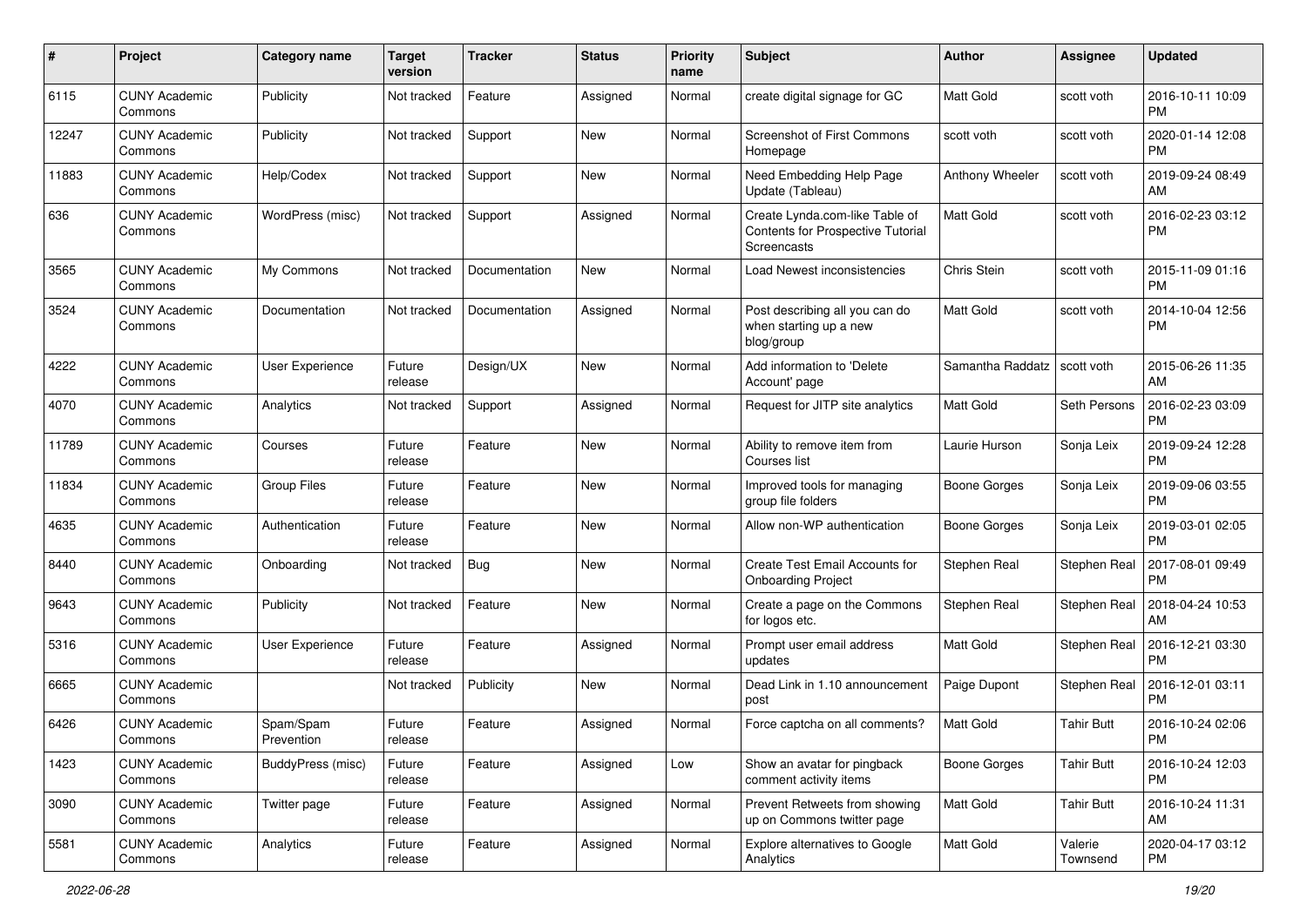| # | Project | Category name | Target version | Tracker | Status | Priority name | Subject | Author | Assignee | Updated |
|---|---|---|---|---|---|---|---|---|---|---|
| 6115 | CUNY Academic Commons | Publicity | Not tracked | Feature | Assigned | Normal | create digital signage for GC | Matt Gold | scott voth | 2016-10-11 10:09 PM |
| 12247 | CUNY Academic Commons | Publicity | Not tracked | Support | New | Normal | Screenshot of First Commons Homepage | scott voth | scott voth | 2020-01-14 12:08 PM |
| 11883 | CUNY Academic Commons | Help/Codex | Not tracked | Support | New | Normal | Need Embedding Help Page Update (Tableau) | Anthony Wheeler | scott voth | 2019-09-24 08:49 AM |
| 636 | CUNY Academic Commons | WordPress (misc) | Not tracked | Support | Assigned | Normal | Create Lynda.com-like Table of Contents for Prospective Tutorial Screencasts | Matt Gold | scott voth | 2016-02-23 03:12 PM |
| 3565 | CUNY Academic Commons | My Commons | Not tracked | Documentation | New | Normal | Load Newest inconsistencies | Chris Stein | scott voth | 2015-11-09 01:16 PM |
| 3524 | CUNY Academic Commons | Documentation | Not tracked | Documentation | Assigned | Normal | Post describing all you can do when starting up a new blog/group | Matt Gold | scott voth | 2014-10-04 12:56 PM |
| 4222 | CUNY Academic Commons | User Experience | Future release | Design/UX | New | Normal | Add information to 'Delete Account' page | Samantha Raddatz | scott voth | 2015-06-26 11:35 AM |
| 4070 | CUNY Academic Commons | Analytics | Not tracked | Support | Assigned | Normal | Request for JITP site analytics | Matt Gold | Seth Persons | 2016-02-23 03:09 PM |
| 11789 | CUNY Academic Commons | Courses | Future release | Feature | New | Normal | Ability to remove item from Courses list | Laurie Hurson | Sonja Leix | 2019-09-24 12:28 PM |
| 11834 | CUNY Academic Commons | Group Files | Future release | Feature | New | Normal | Improved tools for managing group file folders | Boone Gorges | Sonja Leix | 2019-09-06 03:55 PM |
| 4635 | CUNY Academic Commons | Authentication | Future release | Feature | New | Normal | Allow non-WP authentication | Boone Gorges | Sonja Leix | 2019-03-01 02:05 PM |
| 8440 | CUNY Academic Commons | Onboarding | Not tracked | Bug | New | Normal | Create Test Email Accounts for Onboarding Project | Stephen Real | Stephen Real | 2017-08-01 09:49 PM |
| 9643 | CUNY Academic Commons | Publicity | Not tracked | Feature | New | Normal | Create a page on the Commons for logos etc. | Stephen Real | Stephen Real | 2018-04-24 10:53 AM |
| 5316 | CUNY Academic Commons | User Experience | Future release | Feature | Assigned | Normal | Prompt user email address updates | Matt Gold | Stephen Real | 2016-12-21 03:30 PM |
| 6665 | CUNY Academic Commons | | Not tracked | Publicity | New | Normal | Dead Link in 1.10 announcement post | Paige Dupont | Stephen Real | 2016-12-01 03:11 PM |
| 6426 | CUNY Academic Commons | Spam/Spam Prevention | Future release | Feature | Assigned | Normal | Force captcha on all comments? | Matt Gold | Tahir Butt | 2016-10-24 02:06 PM |
| 1423 | CUNY Academic Commons | BuddyPress (misc) | Future release | Feature | Assigned | Low | Show an avatar for pingback comment activity items | Boone Gorges | Tahir Butt | 2016-10-24 12:03 PM |
| 3090 | CUNY Academic Commons | Twitter page | Future release | Feature | Assigned | Normal | Prevent Retweets from showing up on Commons twitter page | Matt Gold | Tahir Butt | 2016-10-24 11:31 AM |
| 5581 | CUNY Academic Commons | Analytics | Future release | Feature | Assigned | Normal | Explore alternatives to Google Analytics | Matt Gold | Valerie Townsend | 2020-04-17 03:12 PM |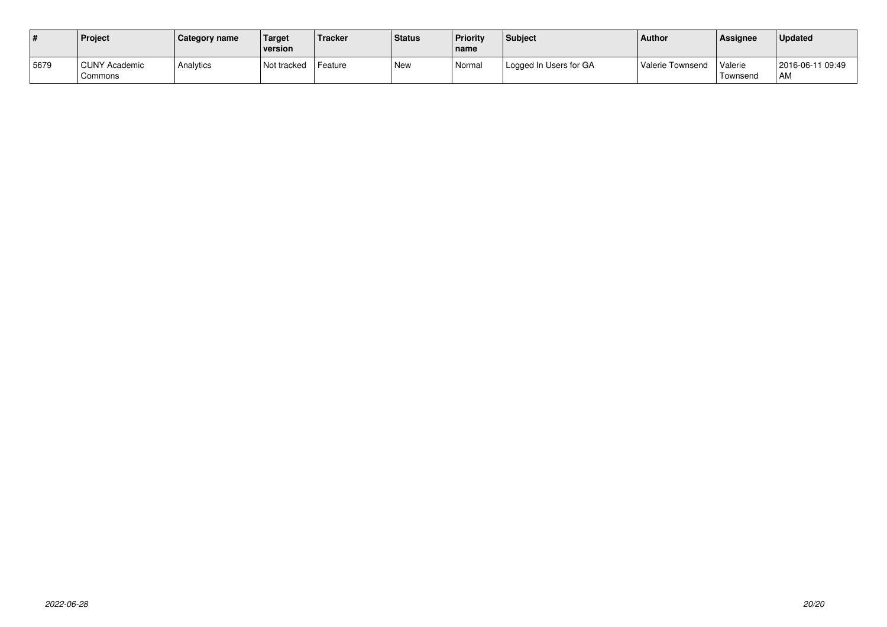| # | Project | Category name | Target version | Tracker | Status | Priority name | Subject | Author | Assignee | Updated |
|---|---|---|---|---|---|---|---|---|---|---|
| 5679 | CUNY Academic Commons | Analytics | Not tracked | Feature | New | Normal | Logged In Users for GA | Valerie Townsend | Valerie Townsend | 2016-06-11 09:49 AM |